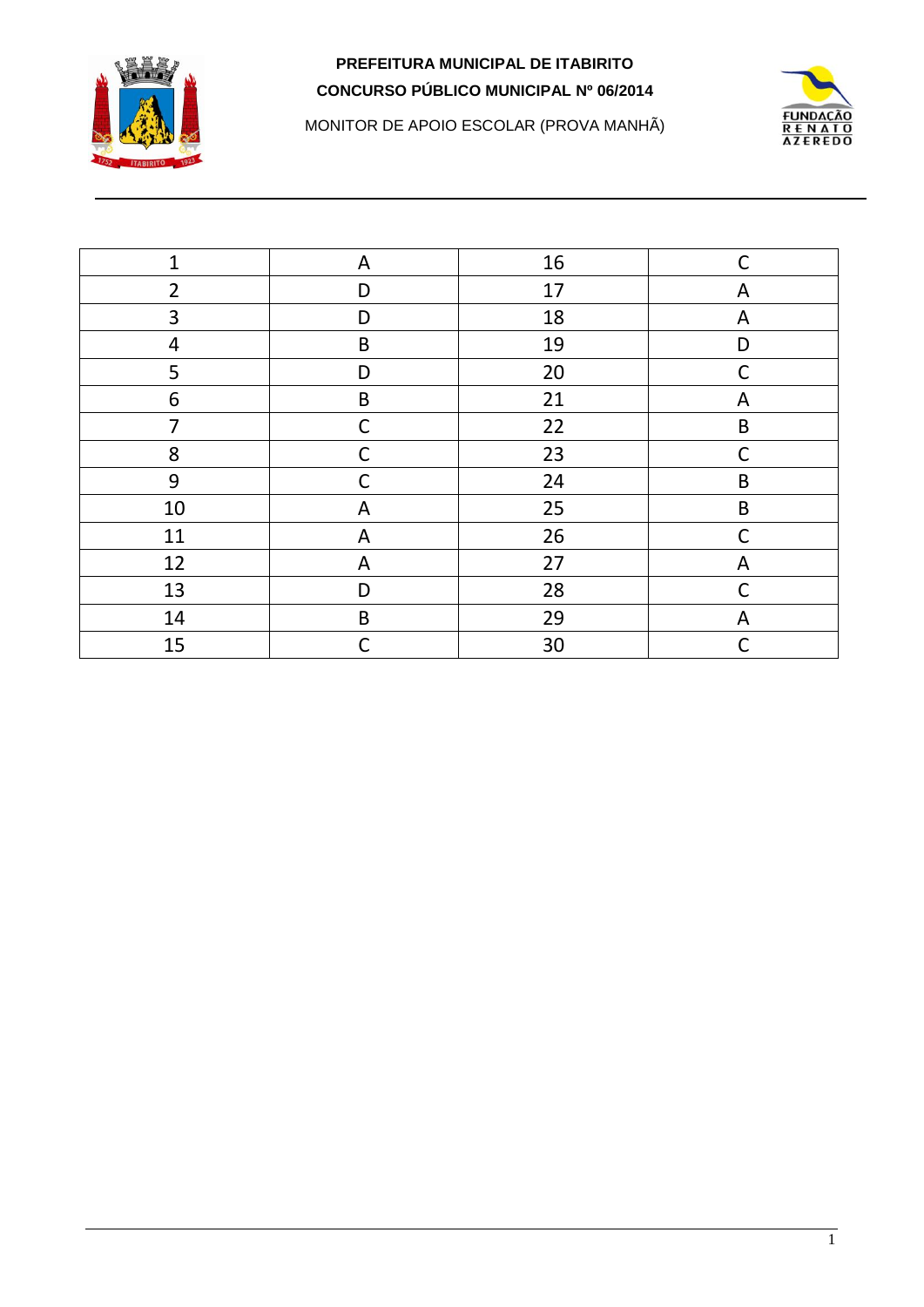**PREFEITURA MUNICIPAL DE ITABIRITO**

**CONCURSO PÚBLICO MUNICIPAL Nº 06/2014**

MONITOR DE APOIO ESCOLAR (PROVA MANHÃ)

| 1 | A | 16 | C |
|---|---|---|---|
| 2 | D | 17 | A |
| 3 | D | 18 | A |
| 4 | B | 19 | D |
| 5 | D | 20 | C |
| 6 | B | 21 | A |
| 7 | C | 22 | B |
| 8 | C | 23 | C |
| 9 | C | 24 | B |
| 10 | A | 25 | B |
| 11 | A | 26 | C |
| 12 | A | 27 | A |
| 13 | D | 28 | C |
| 14 | B | 29 | A |
| 15 | C | 30 | C |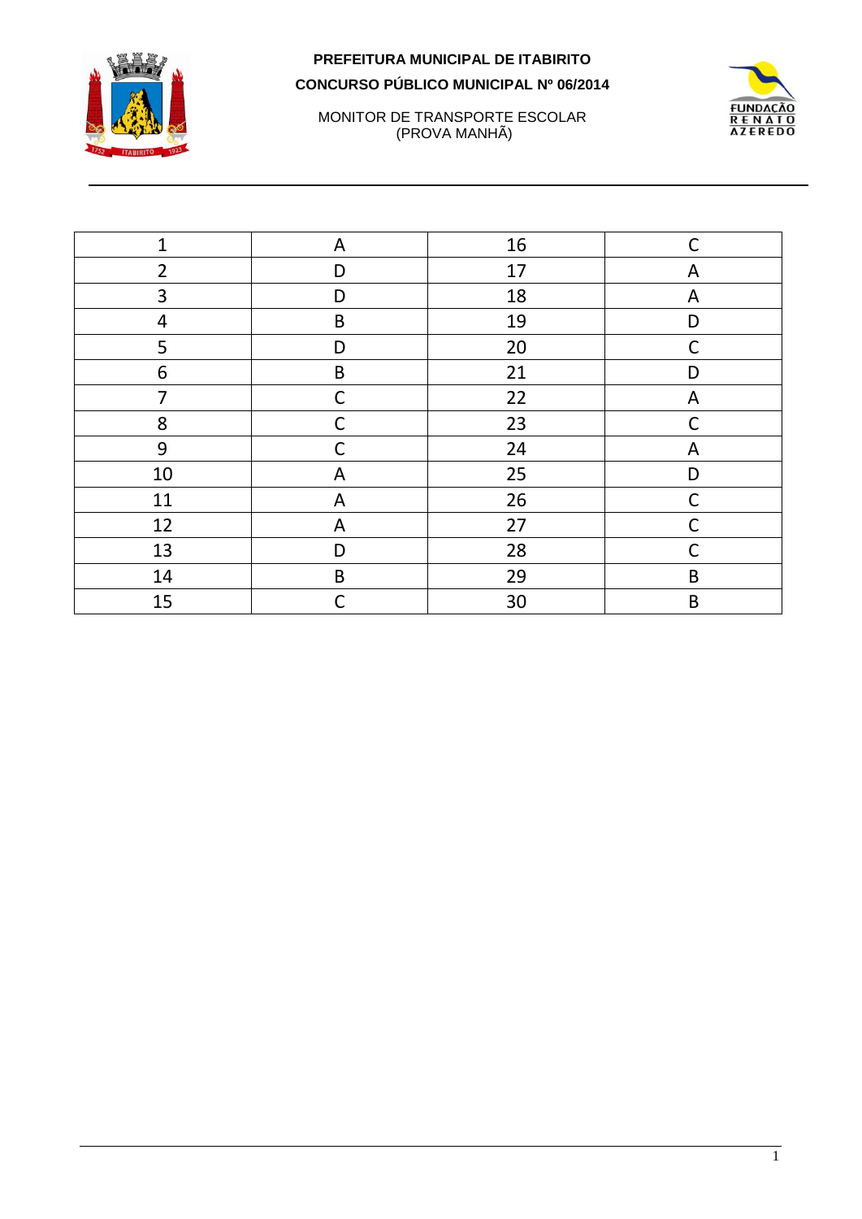**PREFEITURA MUNICIPAL DE ITABIRITO**

**CONCURSO PÚBLICO MUNICIPAL Nº 06/2014**

MONITOR DE TRANSPORTE ESCOLAR
(PROVA MANHÃ)

| 1 | A | 16 | C |
|---|---|---|---|
| 2 | D | 17 | A |
| 3 | D | 18 | A |
| 4 | B | 19 | D |
| 5 | D | 20 | C |
| 6 | B | 21 | D |
| 7 | C | 22 | A |
| 8 | C | 23 | C |
| 9 | C | 24 | A |
| 10 | A | 25 | D |
| 11 | A | 26 | C |
| 12 | A | 27 | C |
| 13 | D | 28 | C |
| 14 | B | 29 | B |
| 15 | C | 30 | B |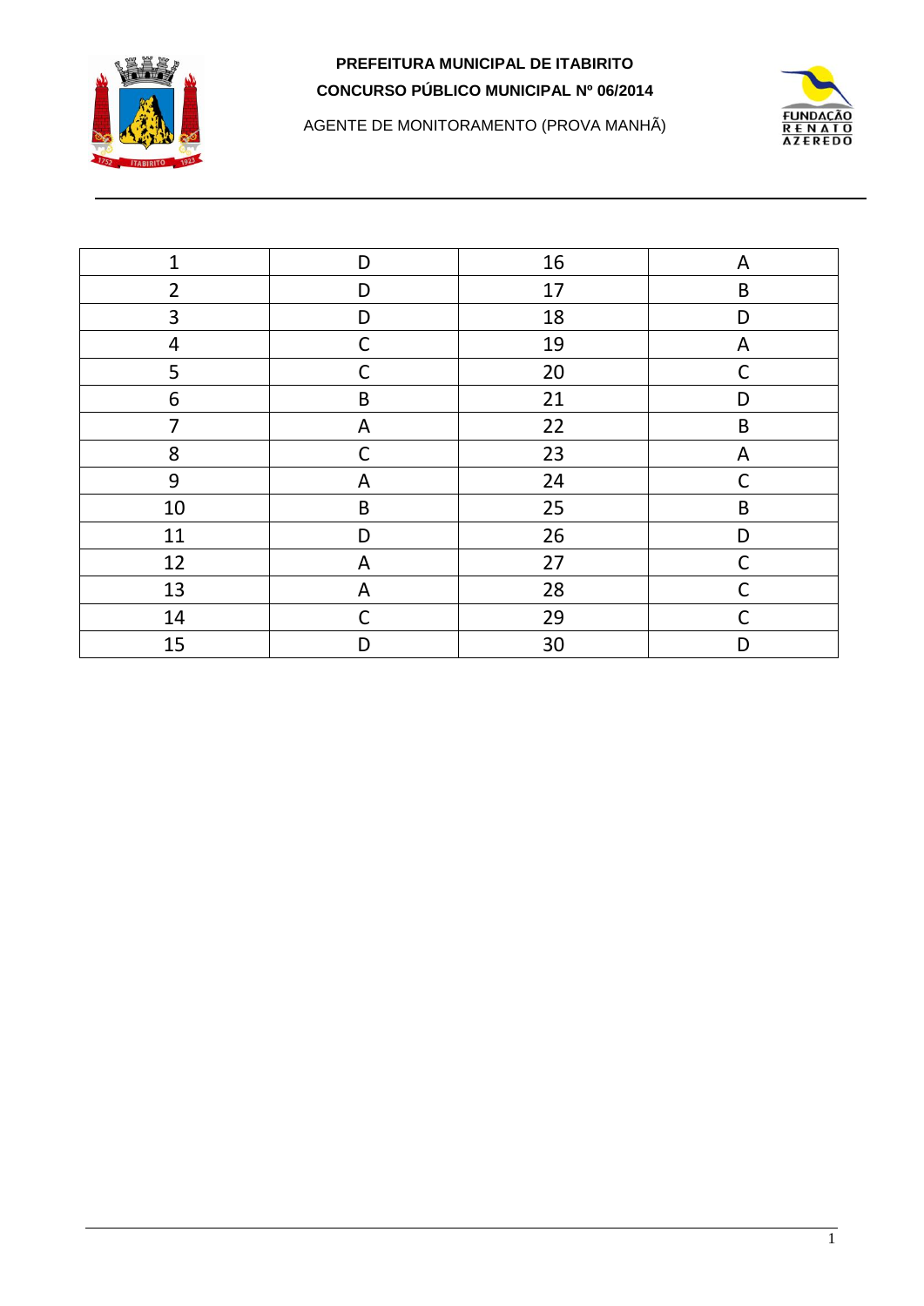**PREFEITURA MUNICIPAL DE ITABIRITO**

**CONCURSO PÚBLICO MUNICIPAL Nº 06/2014**

AGENTE DE MONITORAMENTO (PROVA MANHÃ)

| | | | |
|---|---|---|---|
| 1 | D | 16 | A |
| 2 | D | 17 | B |
| 3 | D | 18 | D |
| 4 | C | 19 | A |
| 5 | C | 20 | C |
| 6 | B | 21 | D |
| 7 | A | 22 | B |
| 8 | C | 23 | A |
| 9 | A | 24 | C |
| 10 | B | 25 | B |
| 11 | D | 26 | D |
| 12 | A | 27 | C |
| 13 | A | 28 | C |
| 14 | C | 29 | C |
| 15 | D | 30 | D |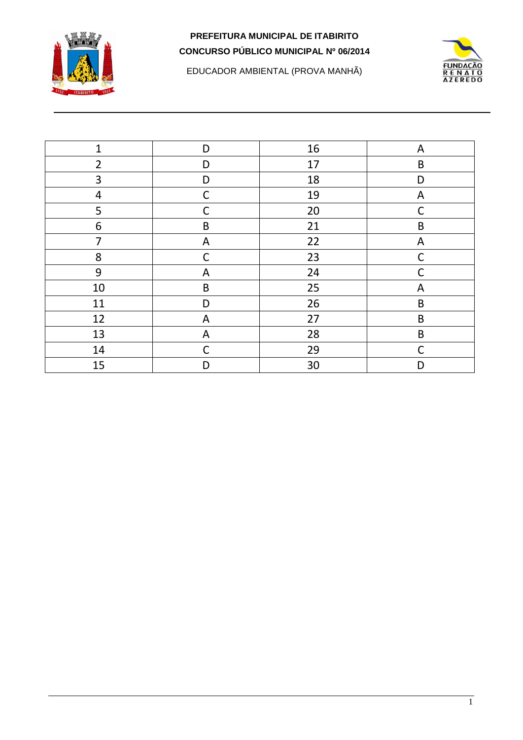**PREFEITURA MUNICIPAL DE ITABIRITO**

**CONCURSO PÚBLICO MUNICIPAL Nº 06/2014**

EDUCADOR AMBIENTAL (PROVA MANHÃ)

| 1 | D | 16 | A |
|---|---|---|---|
| 2 | D | 17 | B |
| 3 | D | 18 | D |
| 4 | C | 19 | A |
| 5 | C | 20 | C |
| 6 | B | 21 | B |
| 7 | A | 22 | A |
| 8 | C | 23 | C |
| 9 | A | 24 | C |
| 10 | B | 25 | A |
| 11 | D | 26 | B |
| 12 | A | 27 | B |
| 13 | A | 28 | B |
| 14 | C | 29 | C |
| 15 | D | 30 | D |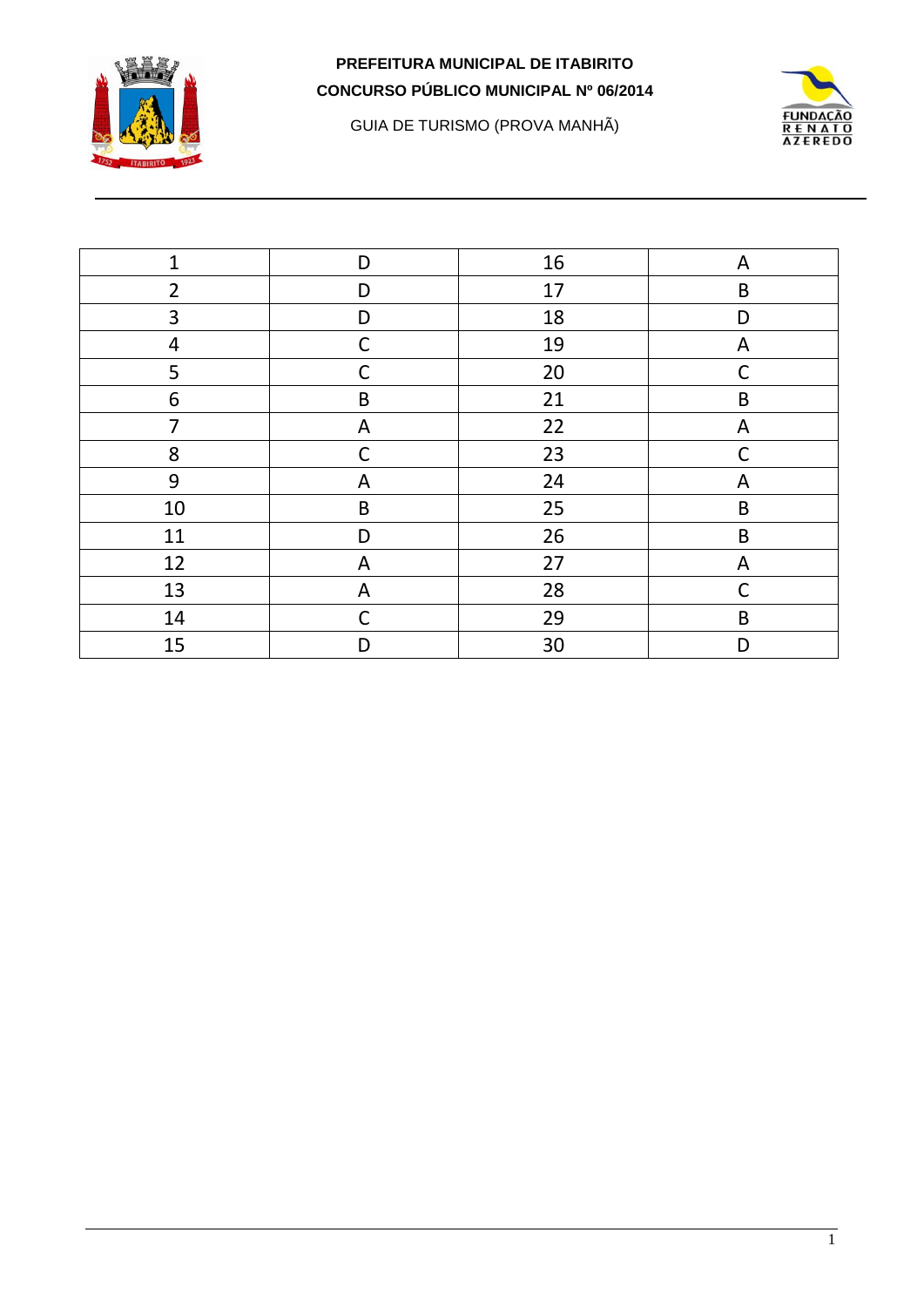**PREFEITURA MUNICIPAL DE ITABIRITO**

**CONCURSO PÚBLICO MUNICIPAL Nº 06/2014**

GUIA DE TURISMO (PROVA MANHÃ)

| 1 | D | 16 | A |
|---|---|---|---|
| 2 | D | 17 | B |
| 3 | D | 18 | D |
| 4 | C | 19 | A |
| 5 | C | 20 | C |
| 6 | B | 21 | B |
| 7 | A | 22 | A |
| 8 | C | 23 | C |
| 9 | A | 24 | A |
| 10 | B | 25 | B |
| 11 | D | 26 | B |
| 12 | A | 27 | A |
| 13 | A | 28 | C |
| 14 | C | 29 | B |
| 15 | D | 30 | D |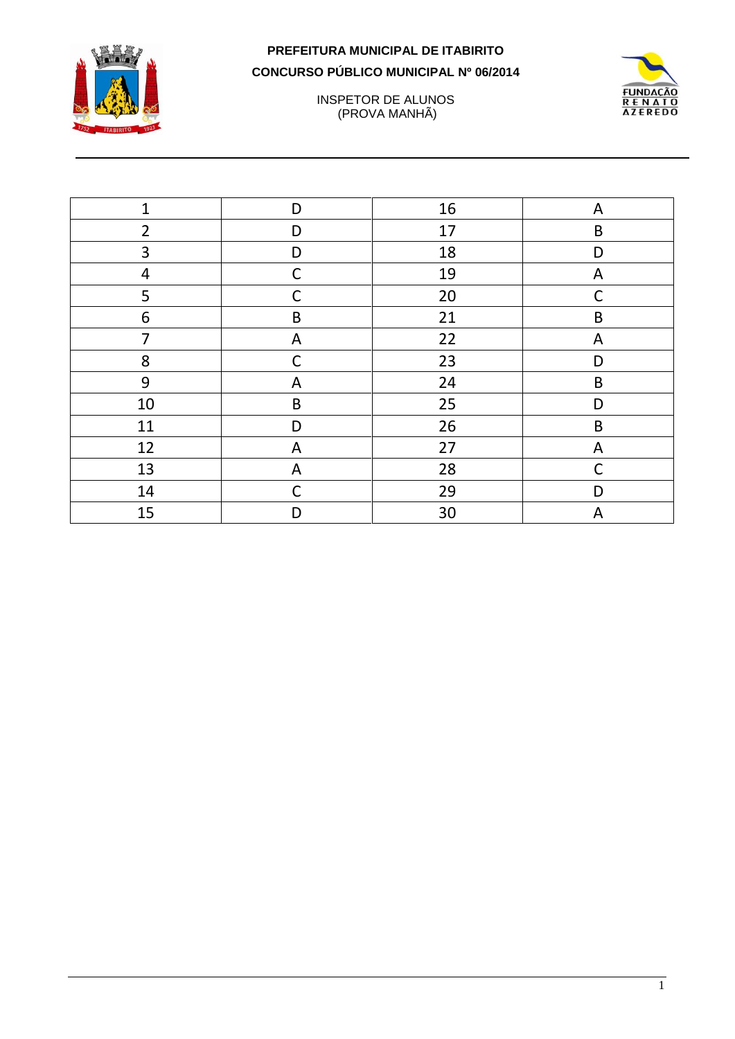**PREFEITURA MUNICIPAL DE ITABIRITO**

**CONCURSO PÚBLICO MUNICIPAL Nº 06/2014**

INSPETOR DE ALUNOS
(PROVA MANHÃ)

| 1 | D | 16 | A |
|---|---|---|---|
| 2 | D | 17 | B |
| 3 | D | 18 | D |
| 4 | C | 19 | A |
| 5 | C | 20 | C |
| 6 | B | 21 | B |
| 7 | A | 22 | A |
| 8 | C | 23 | D |
| 9 | A | 24 | B |
| 10 | B | 25 | D |
| 11 | D | 26 | B |
| 12 | A | 27 | A |
| 13 | A | 28 | C |
| 14 | C | 29 | D |
| 15 | D | 30 | A |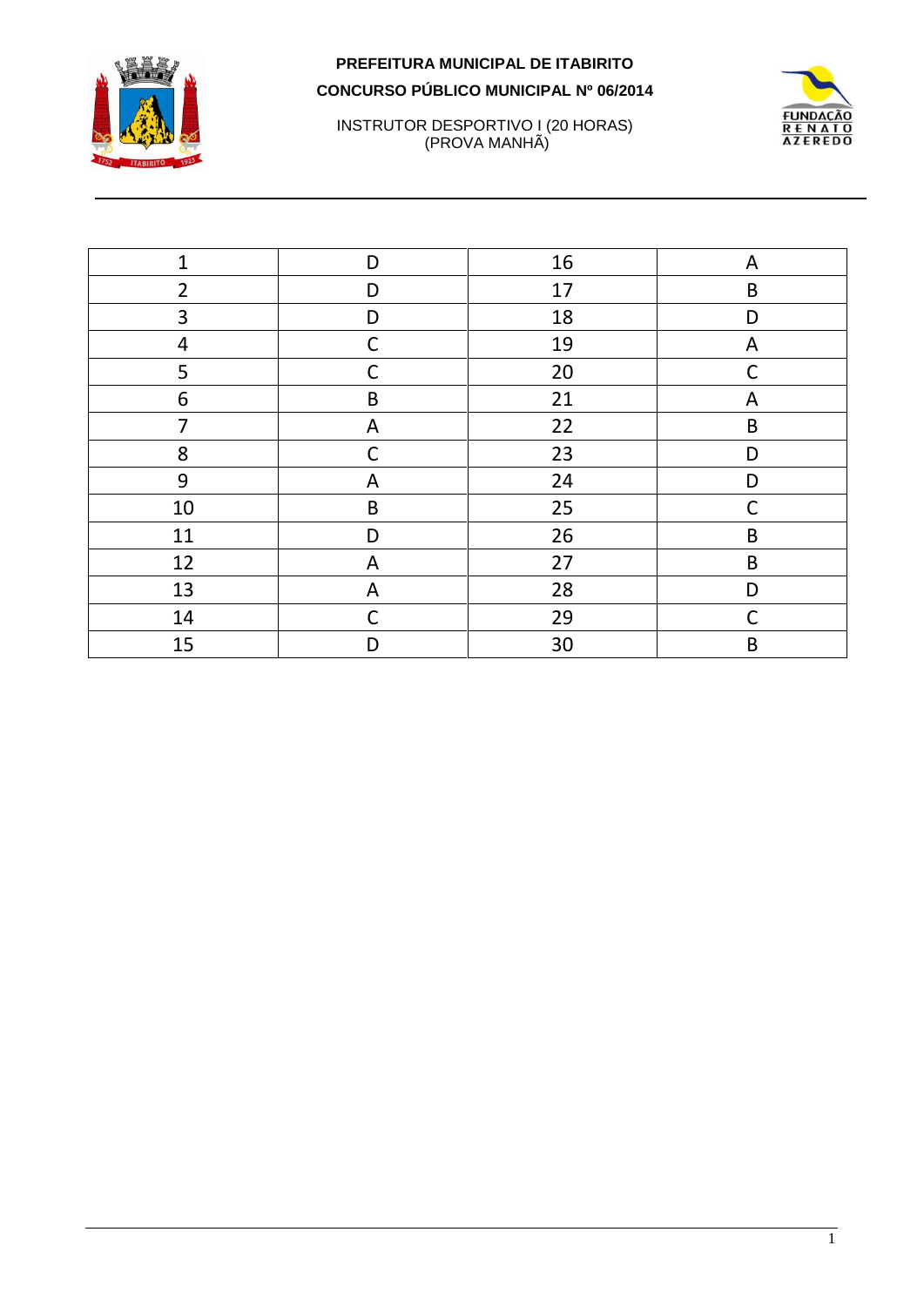**PREFEITURA MUNICIPAL DE ITABIRITO**

**CONCURSO PÚBLICO MUNICIPAL Nº 06/2014**

INSTRUTOR DESPORTIVO I (20 HORAS)
(PROVA MANHÃ)

| 1 | D | 16 | A |
|---|---|---|---|
| 2 | D | 17 | B |
| 3 | D | 18 | D |
| 4 | C | 19 | A |
| 5 | C | 20 | C |
| 6 | B | 21 | A |
| 7 | A | 22 | B |
| 8 | C | 23 | D |
| 9 | A | 24 | D |
| 10 | B | 25 | C |
| 11 | D | 26 | B |
| 12 | A | 27 | B |
| 13 | A | 28 | D |
| 14 | C | 29 | C |
| 15 | D | 30 | B |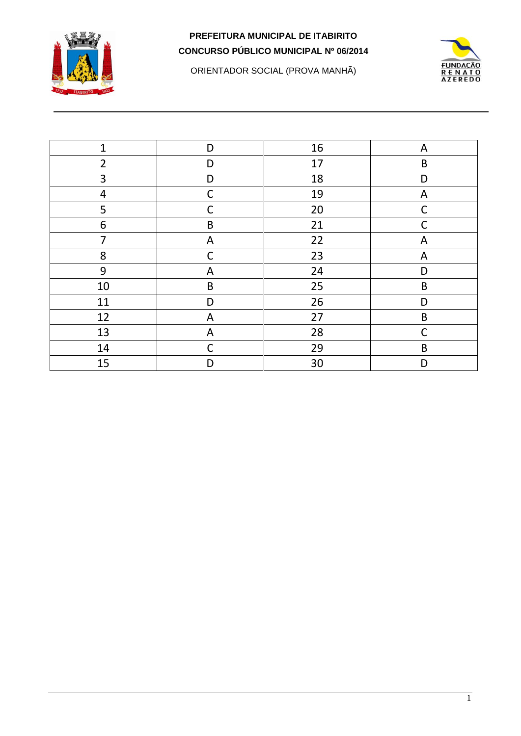**PREFEITURA MUNICIPAL DE ITABIRITO**

**CONCURSO PÚBLICO MUNICIPAL Nº 06/2014**

ORIENTADOR SOCIAL (PROVA MANHÃ)

| 1 | D | 16 | A |
|---|---|---|---|
| 2 | D | 17 | B |
| 3 | D | 18 | D |
| 4 | C | 19 | A |
| 5 | C | 20 | C |
| 6 | B | 21 | C |
| 7 | A | 22 | A |
| 8 | C | 23 | A |
| 9 | A | 24 | D |
| 10 | B | 25 | B |
| 11 | D | 26 | D |
| 12 | A | 27 | B |
| 13 | A | 28 | C |
| 14 | C | 29 | B |
| 15 | D | 30 | D |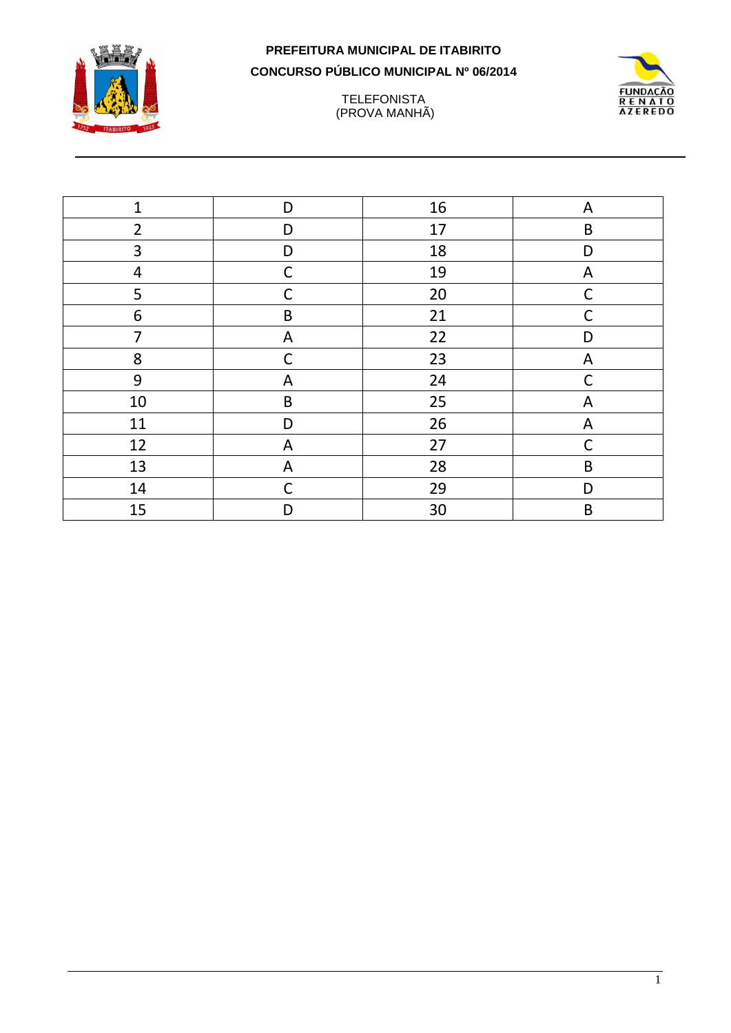**PREFEITURA MUNICIPAL DE ITABIRITO**

**CONCURSO PÚBLICO MUNICIPAL Nº 06/2014**

TELEFONISTA
(PROVA MANHÃ)

| 1 | D | 16 | A |
|---|---|---|---|
| 2 | D | 17 | B |
| 3 | D | 18 | D |
| 4 | C | 19 | A |
| 5 | C | 20 | C |
| 6 | B | 21 | C |
| 7 | A | 22 | D |
| 8 | C | 23 | A |
| 9 | A | 24 | C |
| 10 | B | 25 | A |
| 11 | D | 26 | A |
| 12 | A | 27 | C |
| 13 | A | 28 | B |
| 14 | C | 29 | D |
| 15 | D | 30 | B |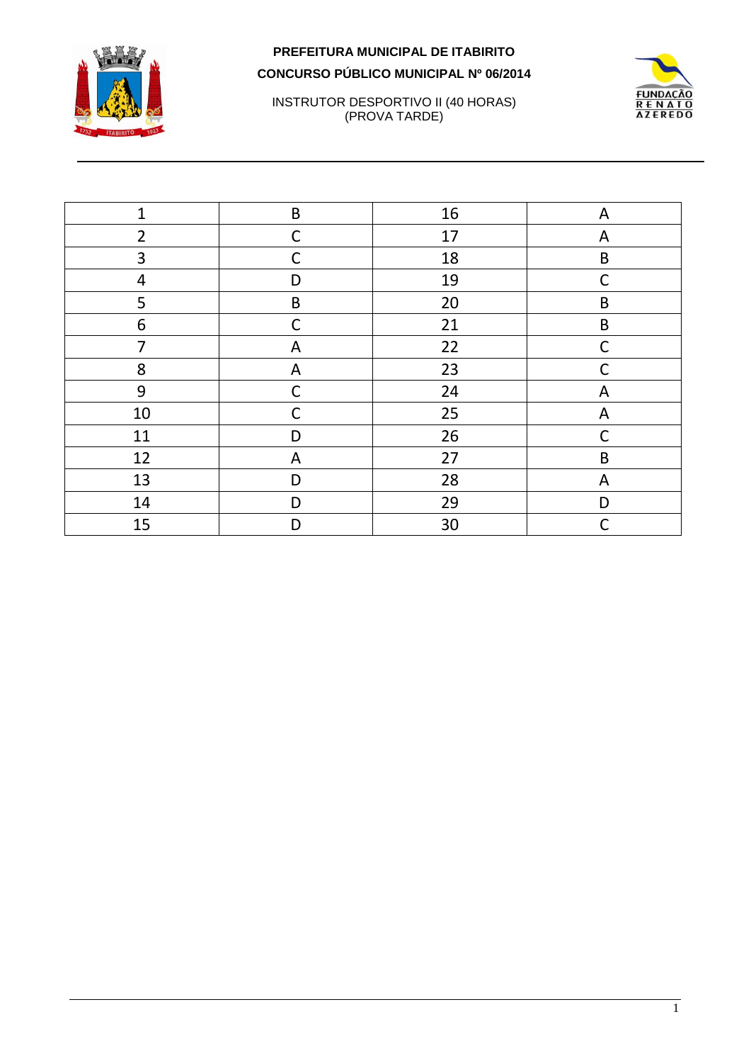**PREFEITURA MUNICIPAL DE ITABIRITO**

**CONCURSO PÚBLICO MUNICIPAL Nº 06/2014**

INSTRUTOR DESPORTIVO II (40 HORAS)
(PROVA TARDE)

| 1 | B | 16 | A |
|---|---|---|---|
| 2 | C | 17 | A |
| 3 | C | 18 | B |
| 4 | D | 19 | C |
| 5 | B | 20 | B |
| 6 | C | 21 | B |
| 7 | A | 22 | C |
| 8 | A | 23 | C |
| 9 | C | 24 | A |
| 10 | C | 25 | A |
| 11 | D | 26 | C |
| 12 | A | 27 | B |
| 13 | D | 28 | A |
| 14 | D | 29 | D |
| 15 | D | 30 | C |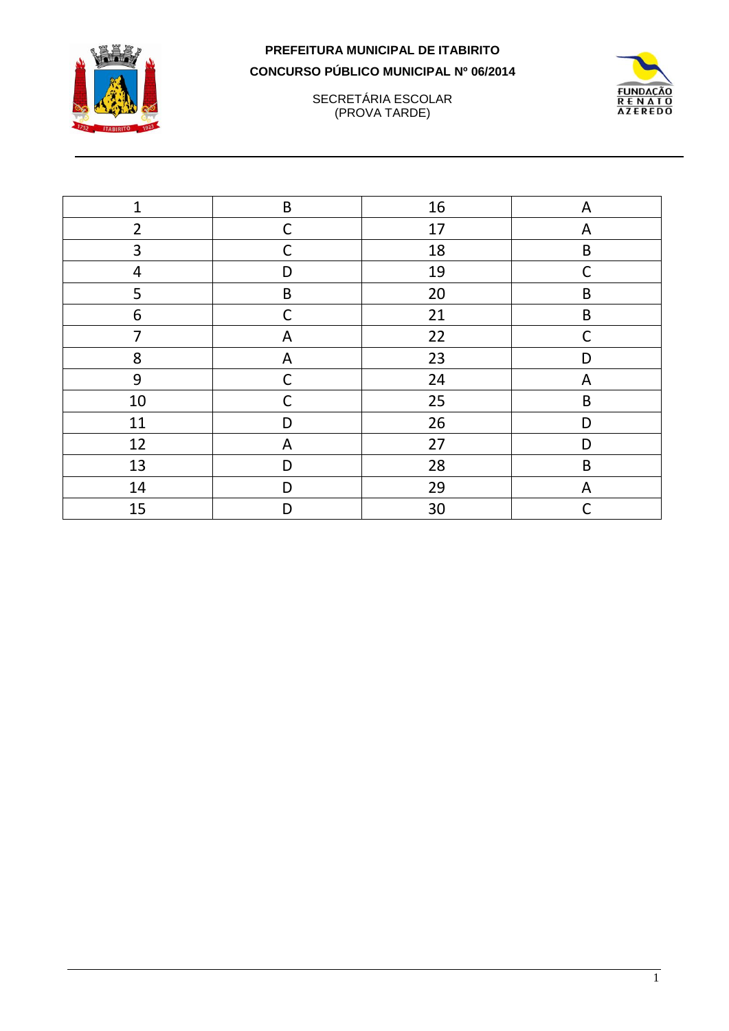**PREFEITURA MUNICIPAL DE ITABIRITO**

**CONCURSO PÚBLICO MUNICIPAL Nº 06/2014**

SECRETÁRIA ESCOLAR
(PROVA TARDE)

| 1 | B | 16 | A |
|---|---|---|---|
| 2 | C | 17 | A |
| 3 | C | 18 | B |
| 4 | D | 19 | C |
| 5 | B | 20 | B |
| 6 | C | 21 | B |
| 7 | A | 22 | C |
| 8 | A | 23 | D |
| 9 | C | 24 | A |
| 10 | C | 25 | B |
| 11 | D | 26 | D |
| 12 | A | 27 | D |
| 13 | D | 28 | B |
| 14 | D | 29 | A |
| 15 | D | 30 | C |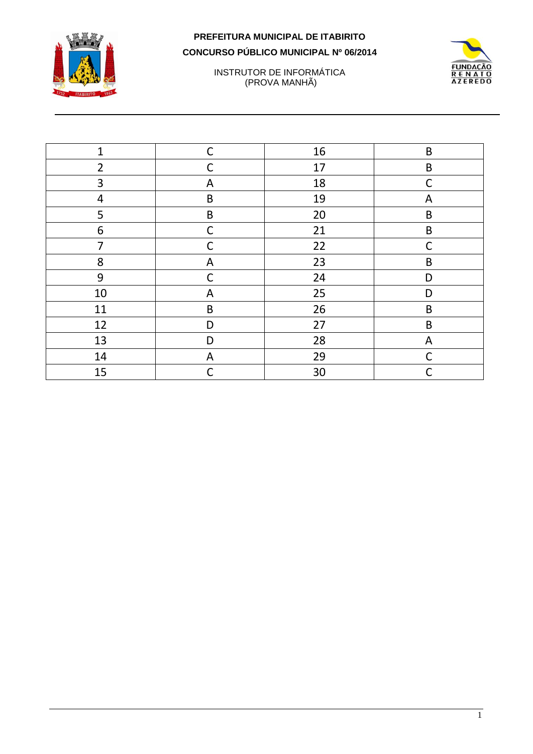**PREFEITURA MUNICIPAL DE ITABIRITO**

**CONCURSO PÚBLICO MUNICIPAL Nº 06/2014**

INSTRUTOR DE INFORMÁTICA
(PROVA MANHÃ)

| 1 | C | 16 | B |
|---|---|---|---|
| 2 | C | 17 | B |
| 3 | A | 18 | C |
| 4 | B | 19 | A |
| 5 | B | 20 | B |
| 6 | C | 21 | B |
| 7 | C | 22 | C |
| 8 | A | 23 | B |
| 9 | C | 24 | D |
| 10 | A | 25 | D |
| 11 | B | 26 | B |
| 12 | D | 27 | B |
| 13 | D | 28 | A |
| 14 | A | 29 | C |
| 15 | C | 30 | C |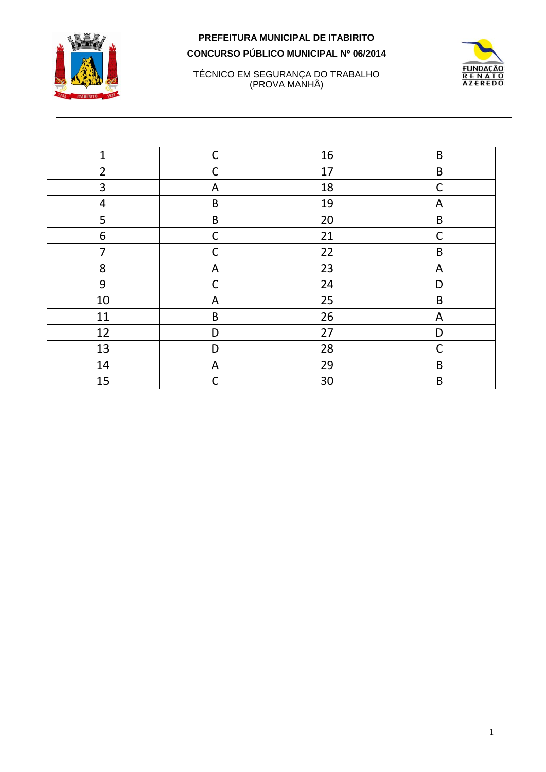**PREFEITURA MUNICIPAL DE ITABIRITO**

**CONCURSO PÚBLICO MUNICIPAL Nº 06/2014**

TÉCNICO EM SEGURANÇA DO TRABALHO
(PROVA MANHÃ)

| 1 | C | 16 | B |
|---|---|---|---|
| 2 | C | 17 | B |
| 3 | A | 18 | C |
| 4 | B | 19 | A |
| 5 | B | 20 | B |
| 6 | C | 21 | C |
| 7 | C | 22 | B |
| 8 | A | 23 | A |
| 9 | C | 24 | D |
| 10 | A | 25 | B |
| 11 | B | 26 | A |
| 12 | D | 27 | D |
| 13 | D | 28 | C |
| 14 | A | 29 | B |
| 15 | C | 30 | B |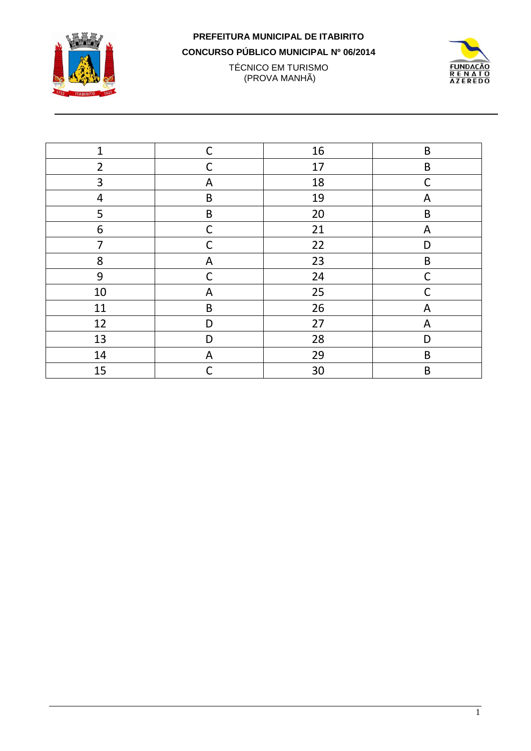**PREFEITURA MUNICIPAL DE ITABIRITO**

**CONCURSO PÚBLICO MUNICIPAL Nº 06/2014**

TÉCNICO EM TURISMO
(PROVA MANHÃ)

| 1 | C | 16 | B |
|---|---|---|---|
| 2 | C | 17 | B |
| 3 | A | 18 | C |
| 4 | B | 19 | A |
| 5 | B | 20 | B |
| 6 | C | 21 | A |
| 7 | C | 22 | D |
| 8 | A | 23 | B |
| 9 | C | 24 | C |
| 10 | A | 25 | C |
| 11 | B | 26 | A |
| 12 | D | 27 | A |
| 13 | D | 28 | D |
| 14 | A | 29 | B |
| 15 | C | 30 | B |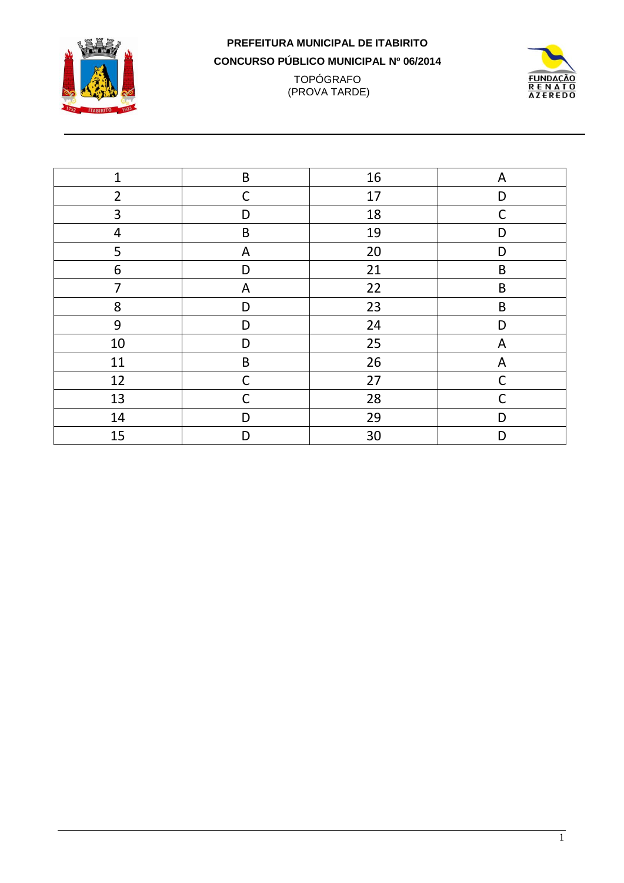**PREFEITURA MUNICIPAL DE ITABIRITO**

**CONCURSO PÚBLICO MUNICIPAL Nº 06/2014**

TOPÓGRAFO
(PROVA TARDE)

| 1 | B | 16 | A |
|---|---|---|---|
| 2 | C | 17 | D |
| 3 | D | 18 | C |
| 4 | B | 19 | D |
| 5 | A | 20 | D |
| 6 | D | 21 | B |
| 7 | A | 22 | B |
| 8 | D | 23 | B |
| 9 | D | 24 | D |
| 10 | D | 25 | A |
| 11 | B | 26 | A |
| 12 | C | 27 | C |
| 13 | C | 28 | C |
| 14 | D | 29 | D |
| 15 | D | 30 | D |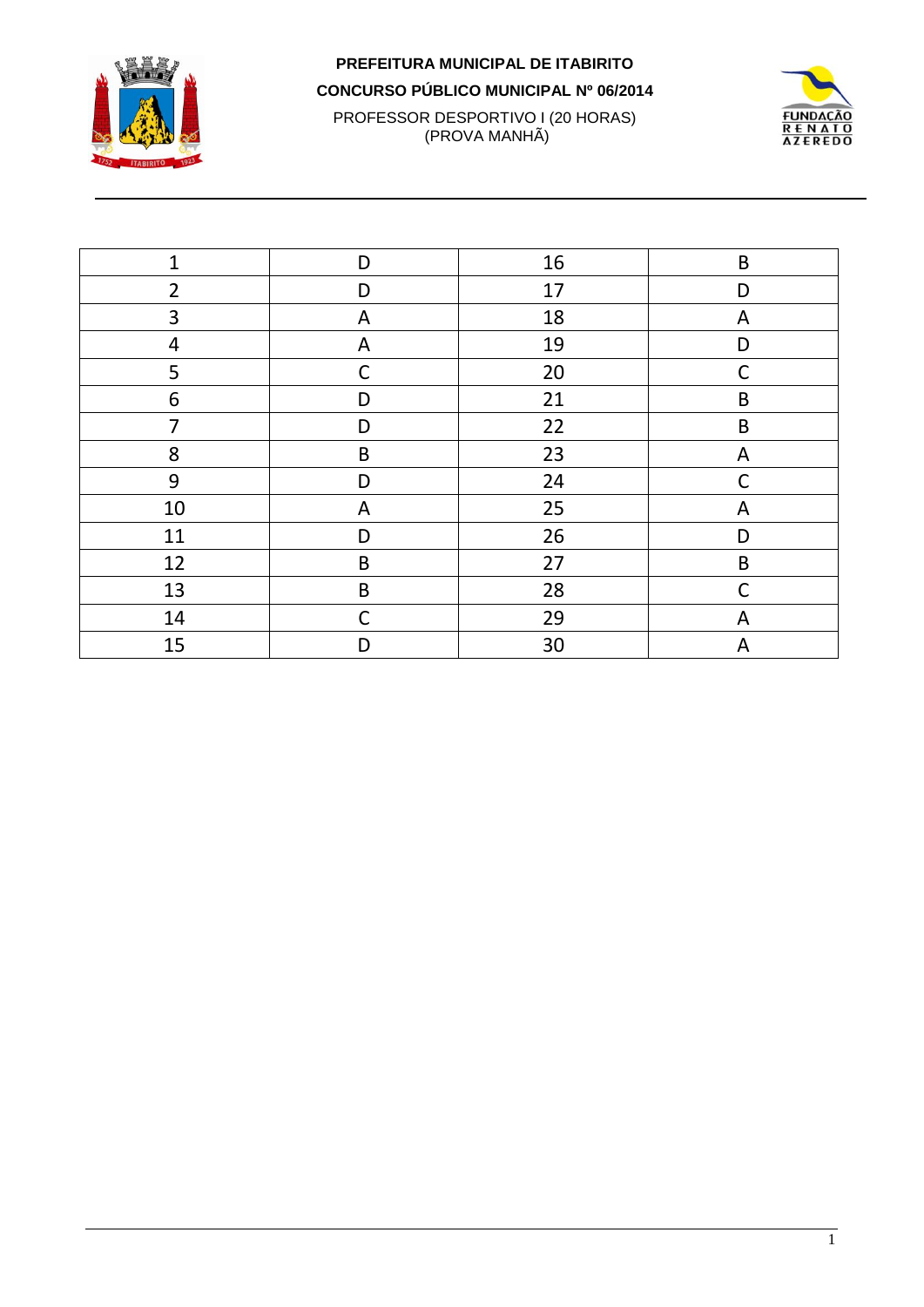**PREFEITURA MUNICIPAL DE ITABIRITO**

**CONCURSO PÚBLICO MUNICIPAL Nº 06/2014**

PROFESSOR DESPORTIVO I (20 HORAS)
(PROVA MANHÃ)

| 1 | D | 16 | B |
|---|---|---|---|
| 2 | D | 17 | D |
| 3 | A | 18 | A |
| 4 | A | 19 | D |
| 5 | C | 20 | C |
| 6 | D | 21 | B |
| 7 | D | 22 | B |
| 8 | B | 23 | A |
| 9 | D | 24 | C |
| 10 | A | 25 | A |
| 11 | D | 26 | D |
| 12 | B | 27 | B |
| 13 | B | 28 | C |
| 14 | C | 29 | A |
| 15 | D | 30 | A |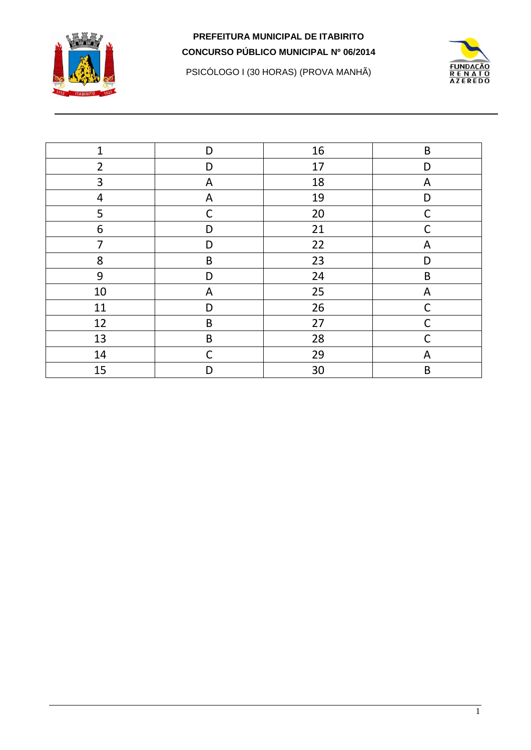**PREFEITURA MUNICIPAL DE ITABIRITO**

**CONCURSO PÚBLICO MUNICIPAL Nº 06/2014**

PSICÓLOGO I (30 HORAS) (PROVA MANHÃ)

| 1 | D | 16 | B |
|---|---|---|---|
| 2 | D | 17 | D |
| 3 | A | 18 | A |
| 4 | A | 19 | D |
| 5 | C | 20 | C |
| 6 | D | 21 | C |
| 7 | D | 22 | A |
| 8 | B | 23 | D |
| 9 | D | 24 | B |
| 10 | A | 25 | A |
| 11 | D | 26 | C |
| 12 | B | 27 | C |
| 13 | B | 28 | C |
| 14 | C | 29 | A |
| 15 | D | 30 | B |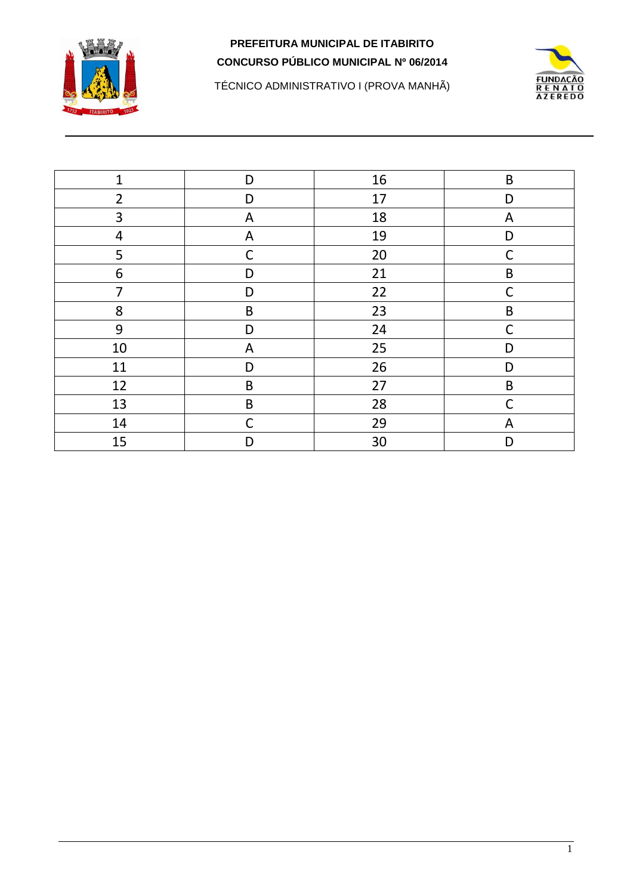**PREFEITURA MUNICIPAL DE ITABIRITO**

**CONCURSO PÚBLICO MUNICIPAL Nº 06/2014**

TÉCNICO ADMINISTRATIVO I (PROVA MANHÃ)

| 1 | D | 16 | B |
|---|---|---|---|
| 2 | D | 17 | D |
| 3 | A | 18 | A |
| 4 | A | 19 | D |
| 5 | C | 20 | C |
| 6 | D | 21 | B |
| 7 | D | 22 | C |
| 8 | B | 23 | B |
| 9 | D | 24 | C |
| 10 | A | 25 | D |
| 11 | D | 26 | D |
| 12 | B | 27 | B |
| 13 | B | 28 | C |
| 14 | C | 29 | A |
| 15 | D | 30 | D |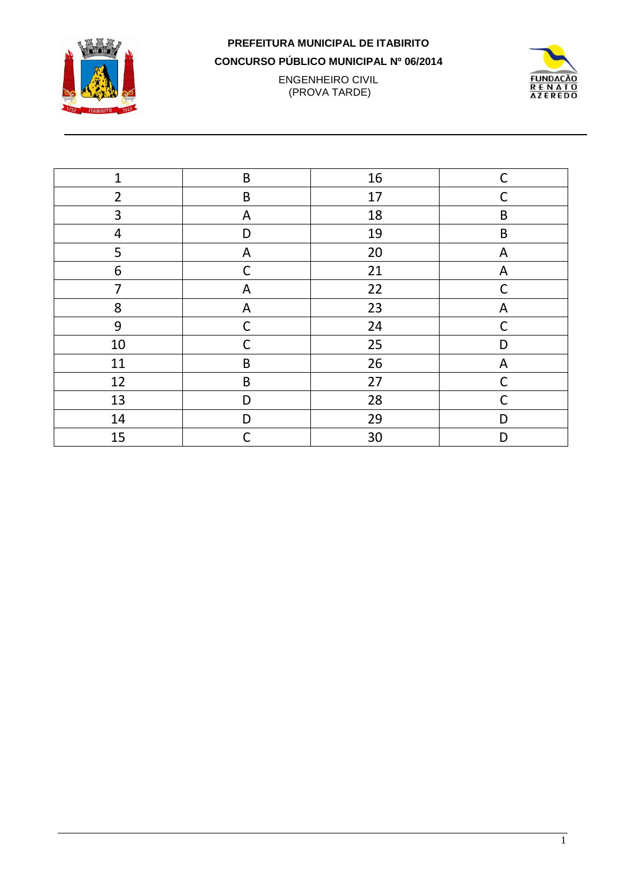**PREFEITURA MUNICIPAL DE ITABIRITO**

**CONCURSO PÚBLICO MUNICIPAL Nº 06/2014**

ENGENHEIRO CIVIL
(PROVA TARDE)

| 1 | B | 16 | C |
|---|---|---|---|
| 2 | B | 17 | C |
| 3 | A | 18 | B |
| 4 | D | 19 | B |
| 5 | A | 20 | A |
| 6 | C | 21 | A |
| 7 | A | 22 | C |
| 8 | A | 23 | A |
| 9 | C | 24 | C |
| 10 | C | 25 | D |
| 11 | B | 26 | A |
| 12 | B | 27 | C |
| 13 | D | 28 | C |
| 14 | D | 29 | D |
| 15 | C | 30 | D |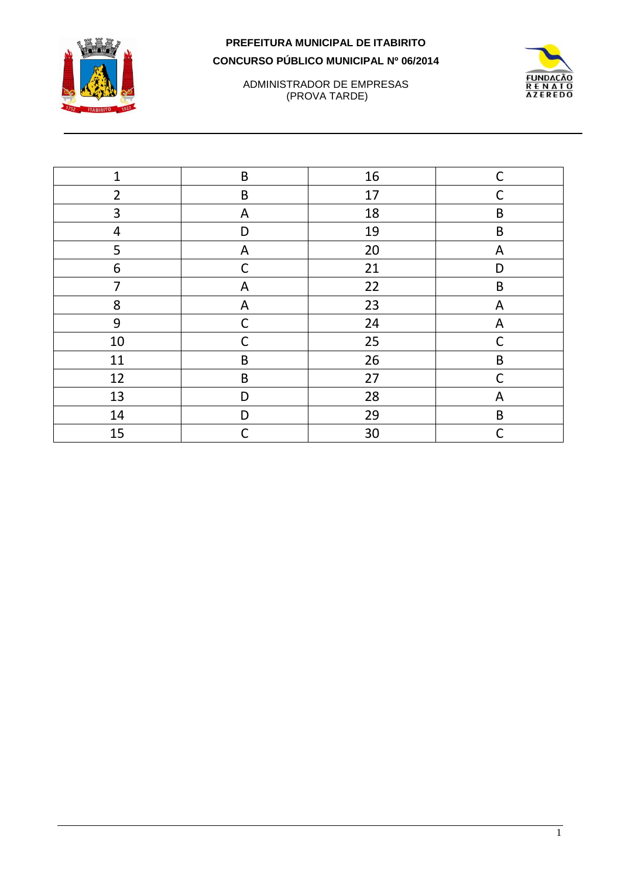**PREFEITURA MUNICIPAL DE ITABIRITO**

**CONCURSO PÚBLICO MUNICIPAL Nº 06/2014**

ADMINISTRADOR DE EMPRESAS
(PROVA TARDE)

| 1 | B | 16 | C |
|---|---|---|---|
| 2 | B | 17 | C |
| 3 | A | 18 | B |
| 4 | D | 19 | B |
| 5 | A | 20 | A |
| 6 | C | 21 | D |
| 7 | A | 22 | B |
| 8 | A | 23 | A |
| 9 | C | 24 | A |
| 10 | C | 25 | C |
| 11 | B | 26 | B |
| 12 | B | 27 | C |
| 13 | D | 28 | A |
| 14 | D | 29 | B |
| 15 | C | 30 | C |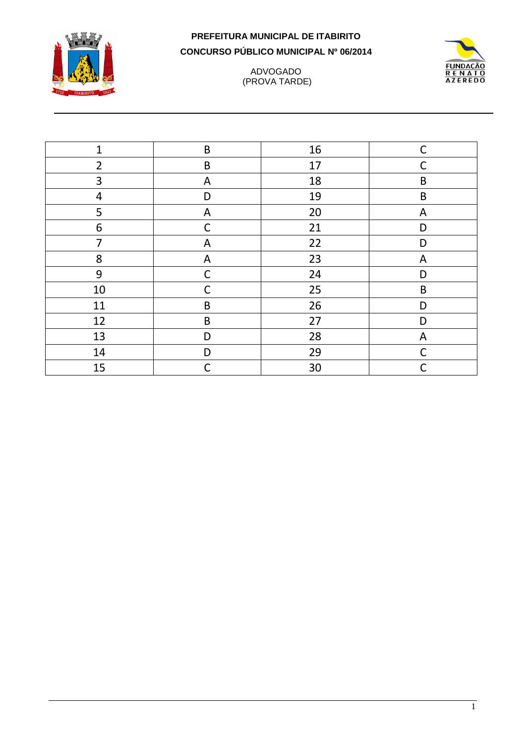**PREFEITURA MUNICIPAL DE ITABIRITO**

**CONCURSO PÚBLICO MUNICIPAL Nº 06/2014**

ADVOGADO
(PROVA TARDE)

| 1 | B | 16 | C |
|---|---|---|---|
| 2 | B | 17 | C |
| 3 | A | 18 | B |
| 4 | D | 19 | B |
| 5 | A | 20 | A |
| 6 | C | 21 | D |
| 7 | A | 22 | D |
| 8 | A | 23 | A |
| 9 | C | 24 | D |
| 10 | C | 25 | B |
| 11 | B | 26 | D |
| 12 | B | 27 | D |
| 13 | D | 28 | A |
| 14 | D | 29 | C |
| 15 | C | 30 | C |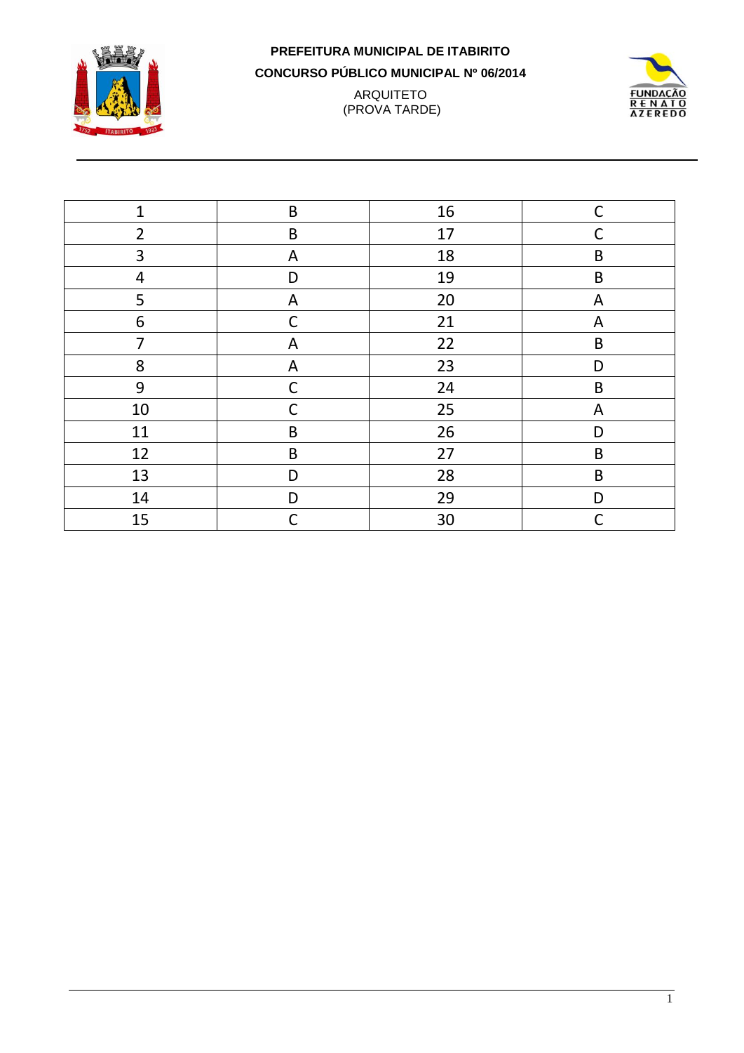**PREFEITURA MUNICIPAL DE ITABIRITO**

**CONCURSO PÚBLICO MUNICIPAL Nº 06/2014**

ARQUITETO
(PROVA TARDE)

| 1 | B | 16 | C |
|---|---|---|---|
| 2 | B | 17 | C |
| 3 | A | 18 | B |
| 4 | D | 19 | B |
| 5 | A | 20 | A |
| 6 | C | 21 | A |
| 7 | A | 22 | B |
| 8 | A | 23 | D |
| 9 | C | 24 | B |
| 10 | C | 25 | A |
| 11 | B | 26 | D |
| 12 | B | 27 | B |
| 13 | D | 28 | B |
| 14 | D | 29 | D |
| 15 | C | 30 | C |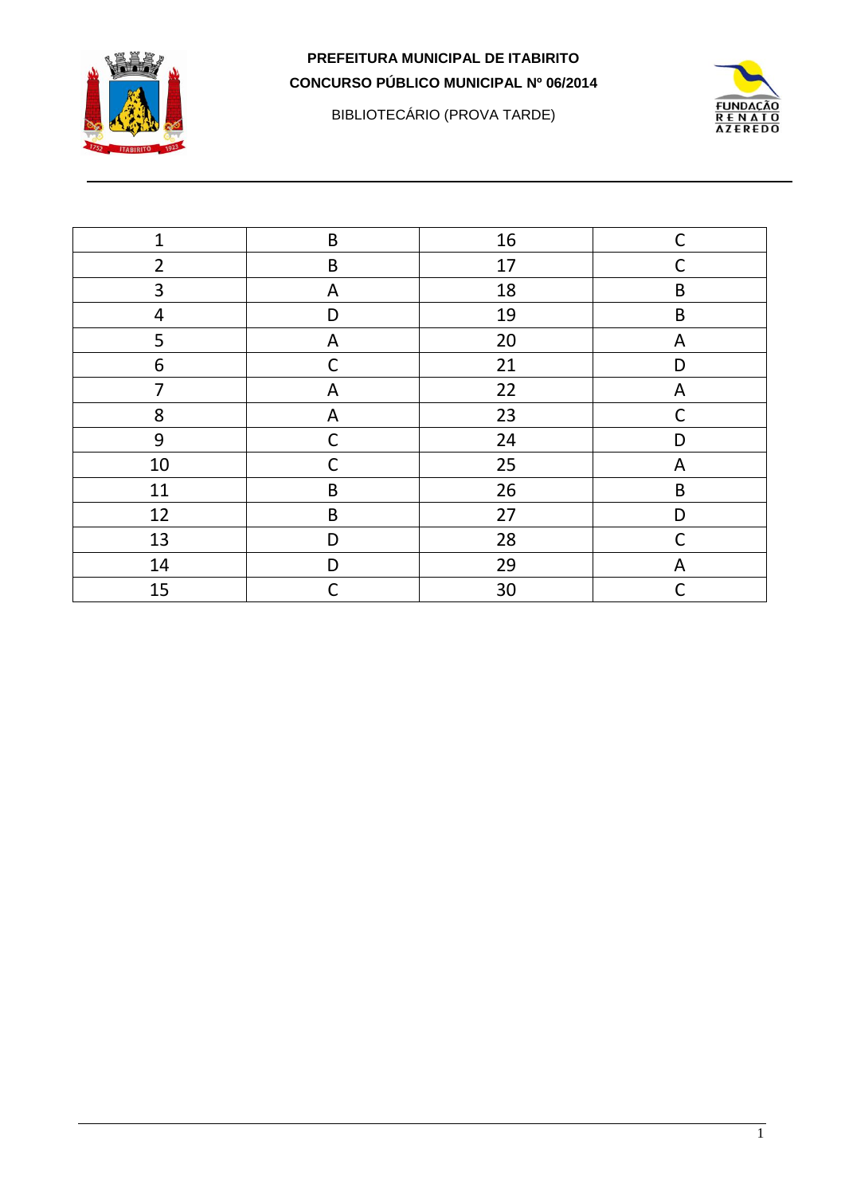**PREFEITURA MUNICIPAL DE ITABIRITO**

**CONCURSO PÚBLICO MUNICIPAL Nº 06/2014**

BIBLIOTECÁRIO (PROVA TARDE)

| 1 | B | 16 | C |
|---|---|---|---|
| 2 | B | 17 | C |
| 3 | A | 18 | B |
| 4 | D | 19 | B |
| 5 | A | 20 | A |
| 6 | C | 21 | D |
| 7 | A | 22 | A |
| 8 | A | 23 | C |
| 9 | C | 24 | D |
| 10 | C | 25 | A |
| 11 | B | 26 | B |
| 12 | B | 27 | D |
| 13 | D | 28 | C |
| 14 | D | 29 | A |
| 15 | C | 30 | C |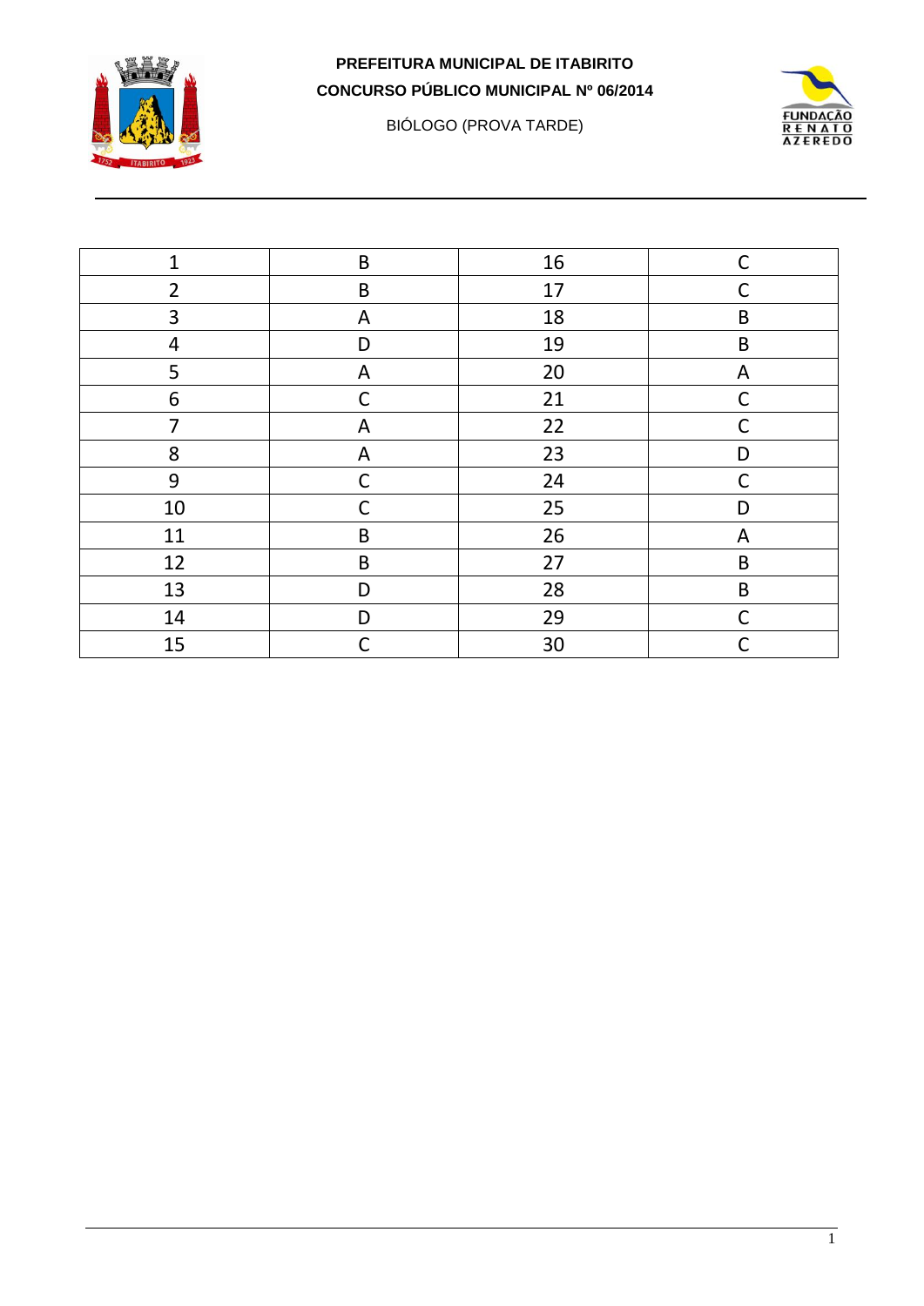**PREFEITURA MUNICIPAL DE ITABIRITO**

**CONCURSO PÚBLICO MUNICIPAL Nº 06/2014**

BIÓLOGO (PROVA TARDE)

| 1 | B | 16 | C |
|---|---|---|---|
| 2 | B | 17 | C |
| 3 | A | 18 | B |
| 4 | D | 19 | B |
| 5 | A | 20 | A |
| 6 | C | 21 | C |
| 7 | A | 22 | C |
| 8 | A | 23 | D |
| 9 | C | 24 | C |
| 10 | C | 25 | D |
| 11 | B | 26 | A |
| 12 | B | 27 | B |
| 13 | D | 28 | B |
| 14 | D | 29 | C |
| 15 | C | 30 | C |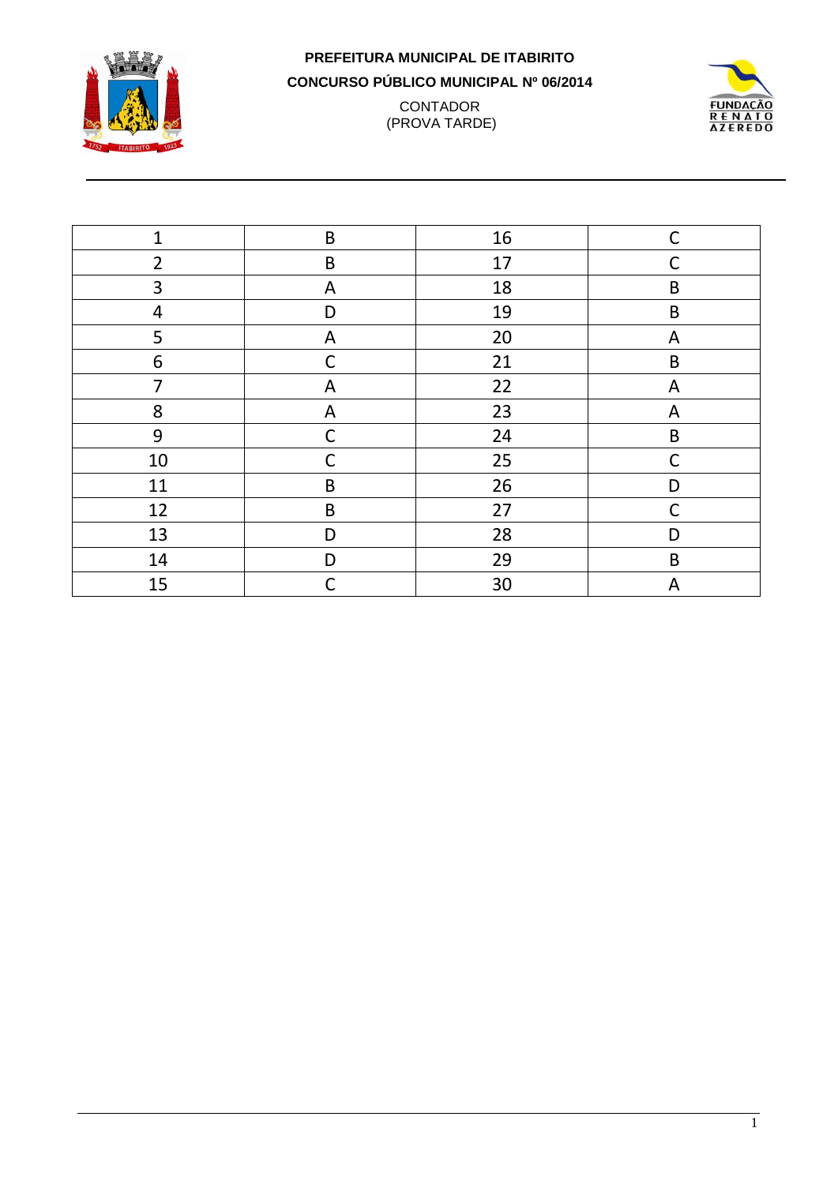**PREFEITURA MUNICIPAL DE ITABIRITO**

**CONCURSO PÚBLICO MUNICIPAL Nº 06/2014**

CONTADOR
(PROVA TARDE)

| 1 | B | 16 | C |
|---|---|---|---|
| 2 | B | 17 | C |
| 3 | A | 18 | B |
| 4 | D | 19 | B |
| 5 | A | 20 | A |
| 6 | C | 21 | B |
| 7 | A | 22 | A |
| 8 | A | 23 | A |
| 9 | C | 24 | B |
| 10 | C | 25 | C |
| 11 | B | 26 | D |
| 12 | B | 27 | C |
| 13 | D | 28 | D |
| 14 | D | 29 | B |
| 15 | C | 30 | A |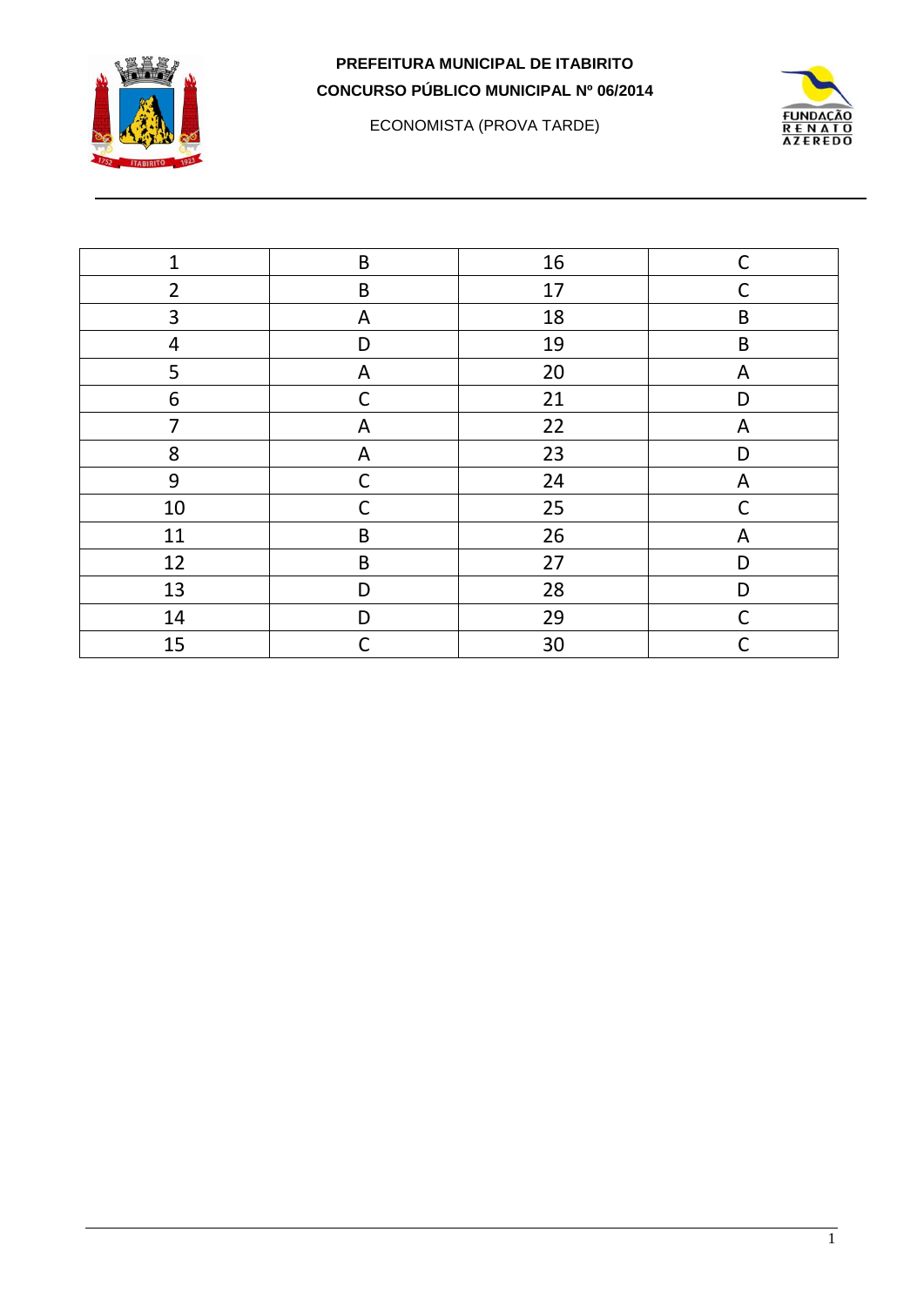**PREFEITURA MUNICIPAL DE ITABIRITO**

**CONCURSO PÚBLICO MUNICIPAL Nº 06/2014**

ECONOMISTA (PROVA TARDE)

| 1 | B | 16 | C |
|---|---|---|---|
| 2 | B | 17 | C |
| 3 | A | 18 | B |
| 4 | D | 19 | B |
| 5 | A | 20 | A |
| 6 | C | 21 | D |
| 7 | A | 22 | A |
| 8 | A | 23 | D |
| 9 | C | 24 | A |
| 10 | C | 25 | C |
| 11 | B | 26 | A |
| 12 | B | 27 | D |
| 13 | D | 28 | D |
| 14 | D | 29 | C |
| 15 | C | 30 | C |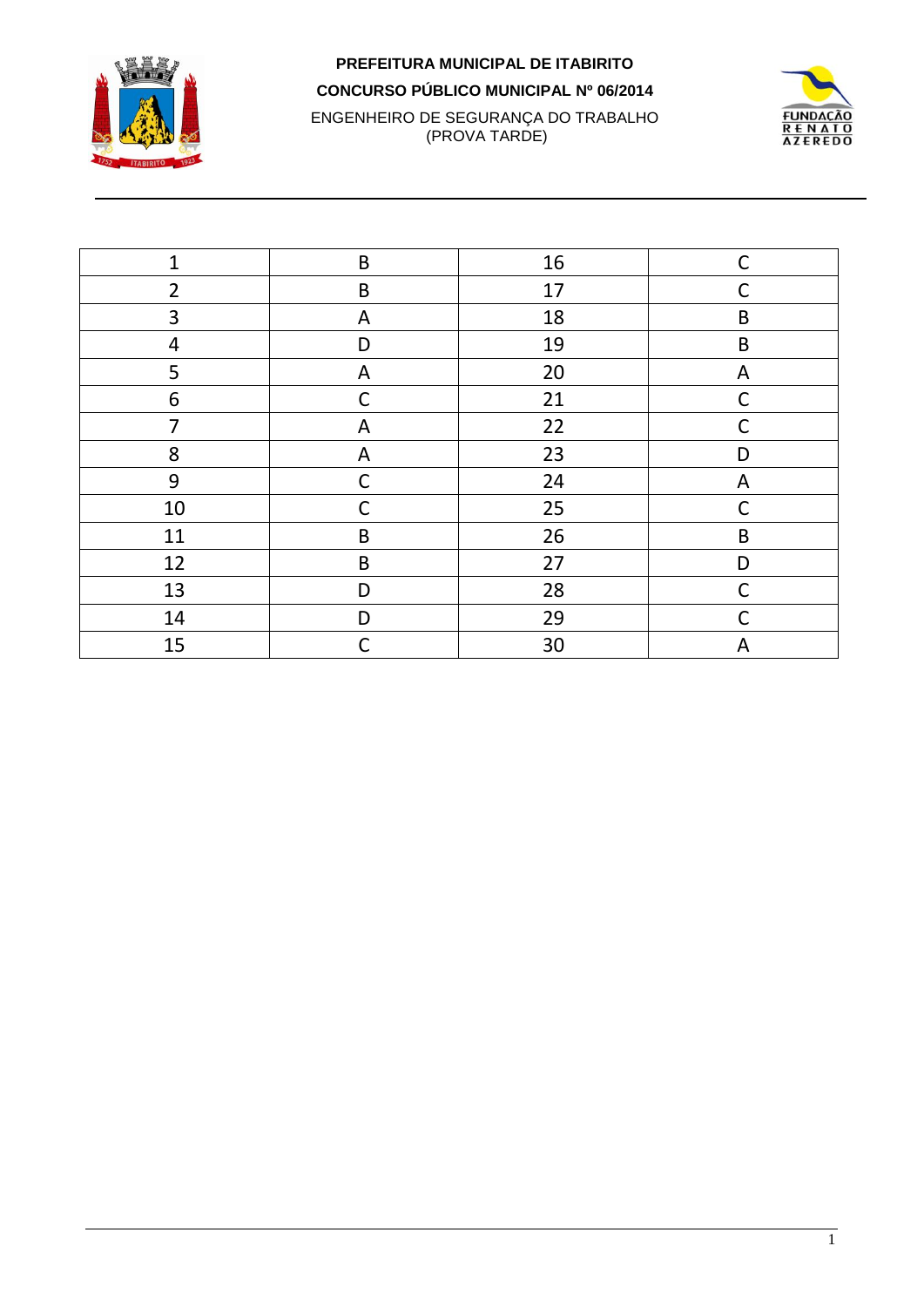**PREFEITURA MUNICIPAL DE ITABIRITO**

**CONCURSO PÚBLICO MUNICIPAL Nº 06/2014**

ENGENHEIRO DE SEGURANÇA DO TRABALHO
(PROVA TARDE)

| 1 | B | 16 | C |
|---|---|---|---|
| 2 | B | 17 | C |
| 3 | A | 18 | B |
| 4 | D | 19 | B |
| 5 | A | 20 | A |
| 6 | C | 21 | C |
| 7 | A | 22 | C |
| 8 | A | 23 | D |
| 9 | C | 24 | A |
| 10 | C | 25 | C |
| 11 | B | 26 | B |
| 12 | B | 27 | D |
| 13 | D | 28 | C |
| 14 | D | 29 | C |
| 15 | C | 30 | A |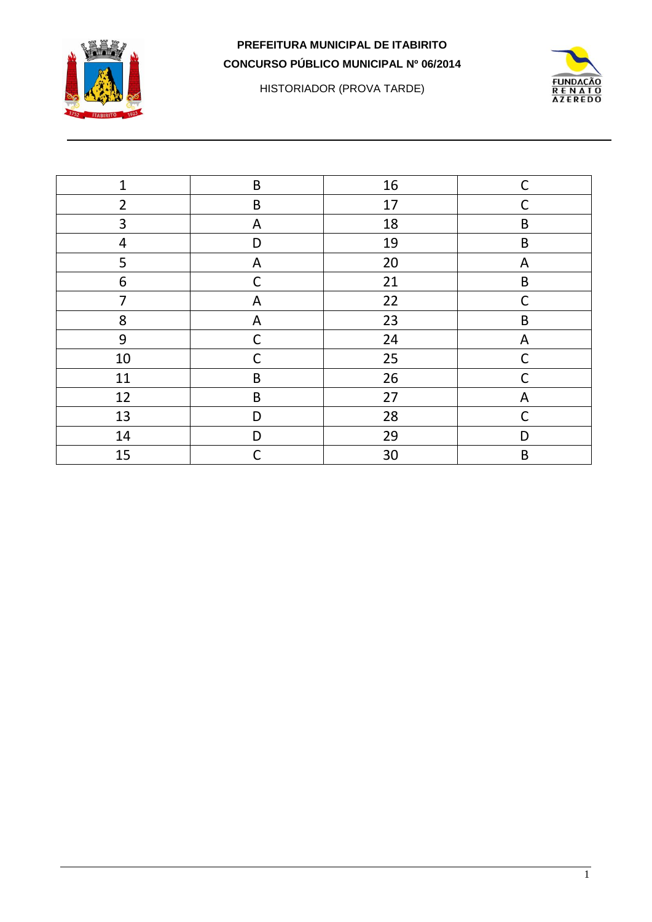**PREFEITURA MUNICIPAL DE ITABIRITO**

**CONCURSO PÚBLICO MUNICIPAL Nº 06/2014**

HISTORIADOR (PROVA TARDE)

| 1 | B | 16 | C |
|---|---|---|---|
| 2 | B | 17 | C |
| 3 | A | 18 | B |
| 4 | D | 19 | B |
| 5 | A | 20 | A |
| 6 | C | 21 | B |
| 7 | A | 22 | C |
| 8 | A | 23 | B |
| 9 | C | 24 | A |
| 10 | C | 25 | C |
| 11 | B | 26 | C |
| 12 | B | 27 | A |
| 13 | D | 28 | C |
| 14 | D | 29 | D |
| 15 | C | 30 | B |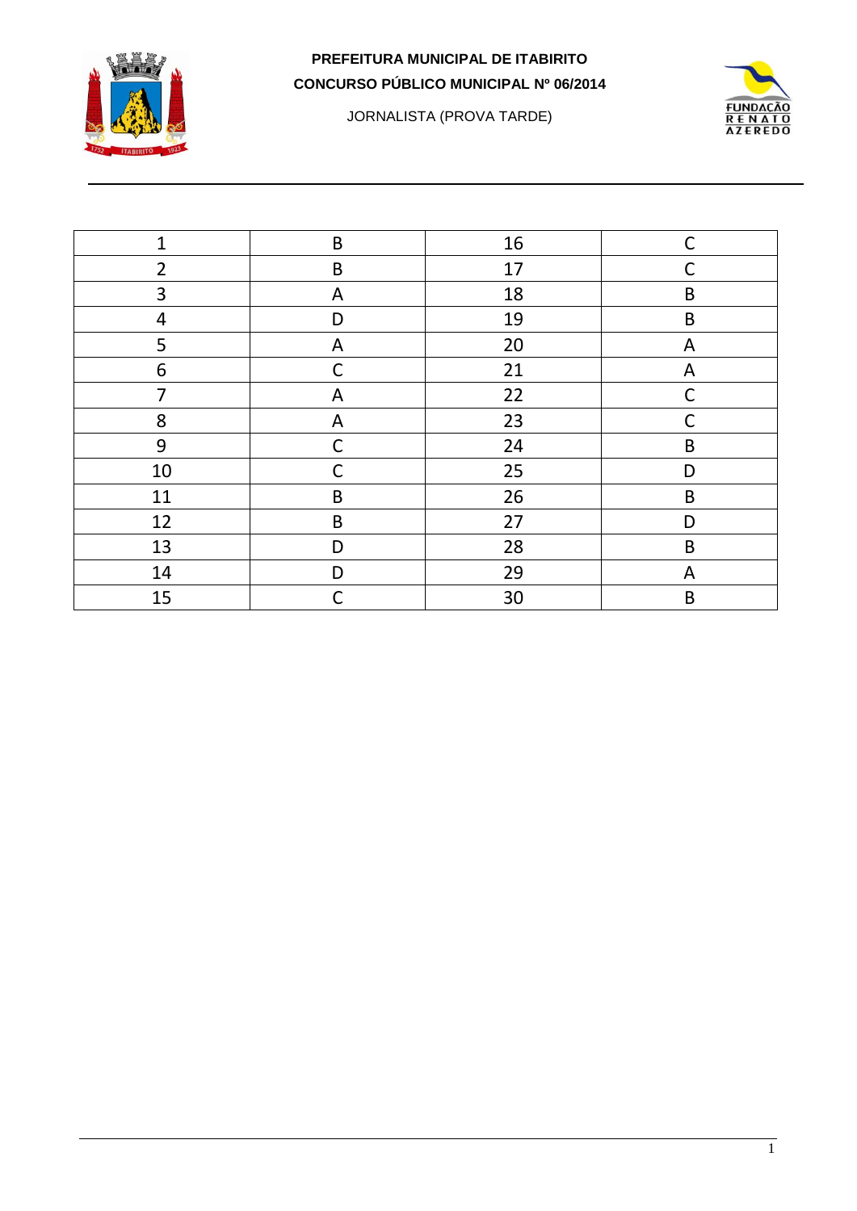**PREFEITURA MUNICIPAL DE ITABIRITO**

**CONCURSO PÚBLICO MUNICIPAL Nº 06/2014**

JORNALISTA (PROVA TARDE)

| 1 | B | 16 | C |
|---|---|---|---|
| 2 | B | 17 | C |
| 3 | A | 18 | B |
| 4 | D | 19 | B |
| 5 | A | 20 | A |
| 6 | C | 21 | A |
| 7 | A | 22 | C |
| 8 | A | 23 | C |
| 9 | C | 24 | B |
| 10 | C | 25 | D |
| 11 | B | 26 | B |
| 12 | B | 27 | D |
| 13 | D | 28 | B |
| 14 | D | 29 | A |
| 15 | C | 30 | B |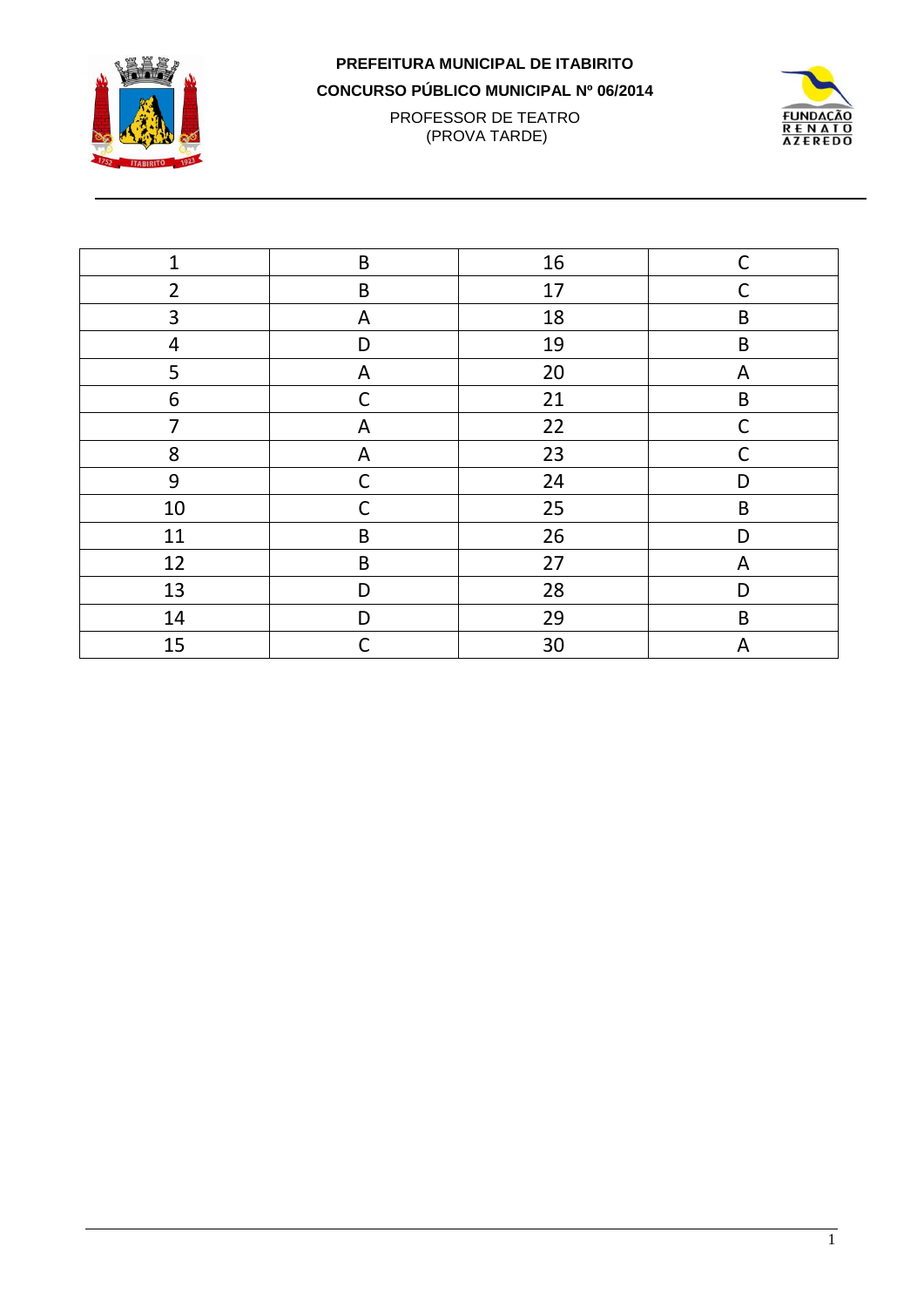**PREFEITURA MUNICIPAL DE ITABIRITO**

**CONCURSO PÚBLICO MUNICIPAL Nº 06/2014**

PROFESSOR DE TEATRO
(PROVA TARDE)

| 1 | B | 16 | C |
|---|---|---|---|
| 2 | B | 17 | C |
| 3 | A | 18 | B |
| 4 | D | 19 | B |
| 5 | A | 20 | A |
| 6 | C | 21 | B |
| 7 | A | 22 | C |
| 8 | A | 23 | C |
| 9 | C | 24 | D |
| 10 | C | 25 | B |
| 11 | B | 26 | D |
| 12 | B | 27 | A |
| 13 | D | 28 | D |
| 14 | D | 29 | B |
| 15 | C | 30 | A |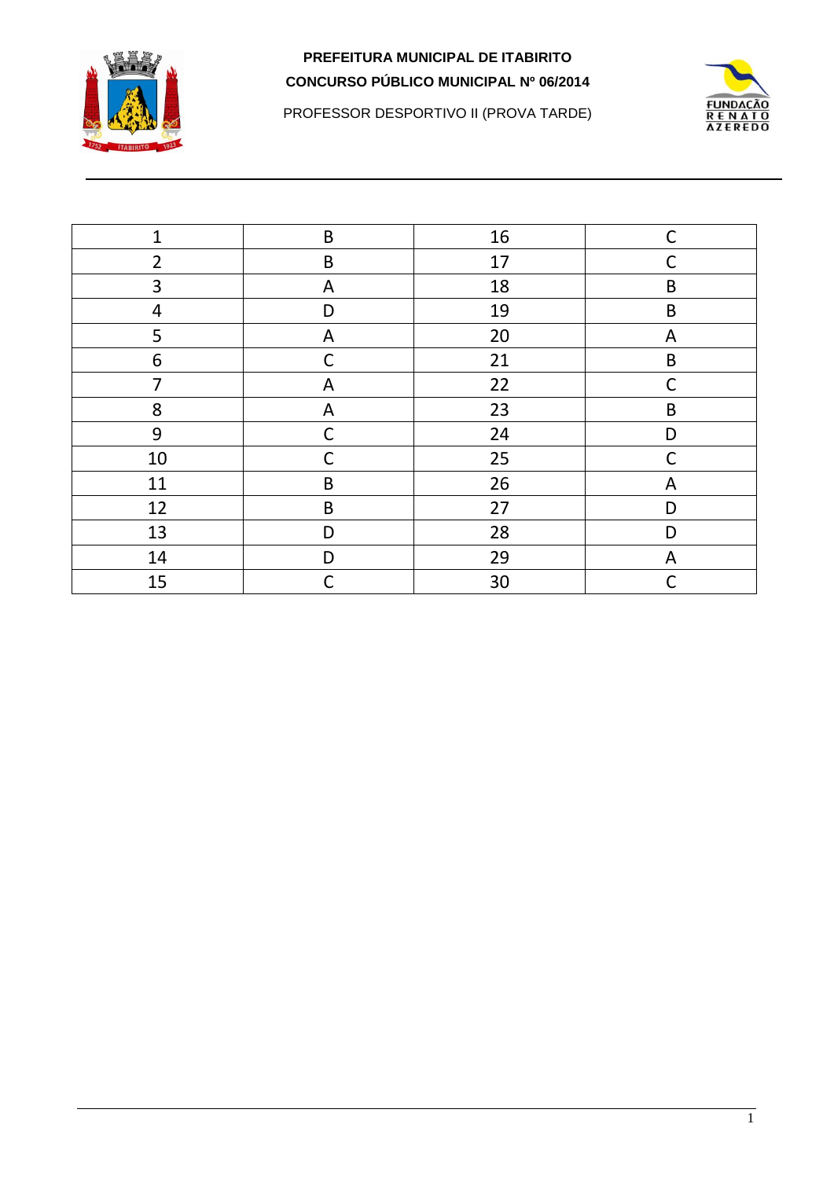**PREFEITURA MUNICIPAL DE ITABIRITO**

**CONCURSO PÚBLICO MUNICIPAL Nº 06/2014**

PROFESSOR DESPORTIVO II (PROVA TARDE)

| 1 | B | 16 | C |
|---|---|---|---|
| 2 | B | 17 | C |
| 3 | A | 18 | B |
| 4 | D | 19 | B |
| 5 | A | 20 | A |
| 6 | C | 21 | B |
| 7 | A | 22 | C |
| 8 | A | 23 | B |
| 9 | C | 24 | D |
| 10 | C | 25 | C |
| 11 | B | 26 | A |
| 12 | B | 27 | D |
| 13 | D | 28 | D |
| 14 | D | 29 | A |
| 15 | C | 30 | C |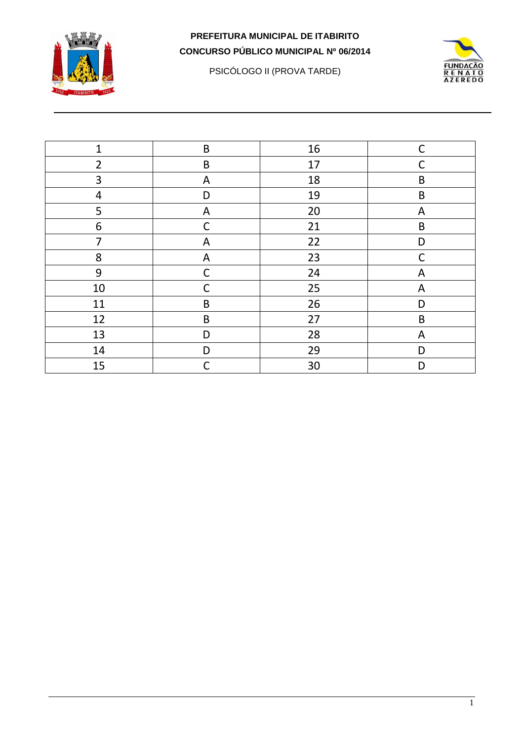**PREFEITURA MUNICIPAL DE ITABIRITO**

**CONCURSO PÚBLICO MUNICIPAL Nº 06/2014**

PSICÓLOGO II (PROVA TARDE)

| 1 | B | 16 | C |
|---|---|---|---|
| 2 | B | 17 | C |
| 3 | A | 18 | B |
| 4 | D | 19 | B |
| 5 | A | 20 | A |
| 6 | C | 21 | B |
| 7 | A | 22 | D |
| 8 | A | 23 | C |
| 9 | C | 24 | A |
| 10 | C | 25 | A |
| 11 | B | 26 | D |
| 12 | B | 27 | B |
| 13 | D | 28 | A |
| 14 | D | 29 | D |
| 15 | C | 30 | D |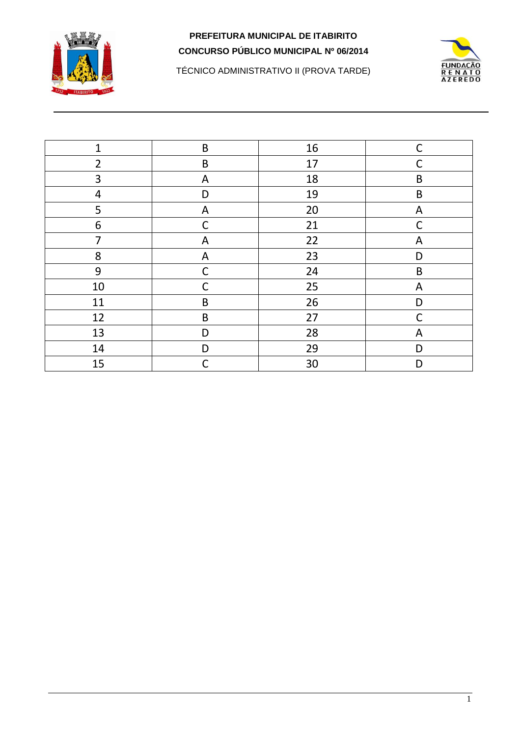**PREFEITURA MUNICIPAL DE ITABIRITO**

**CONCURSO PÚBLICO MUNICIPAL Nº 06/2014**

TÉCNICO ADMINISTRATIVO II (PROVA TARDE)

| 1 | B | 16 | C |
|---|---|---|---|
| 2 | B | 17 | C |
| 3 | A | 18 | B |
| 4 | D | 19 | B |
| 5 | A | 20 | A |
| 6 | C | 21 | C |
| 7 | A | 22 | A |
| 8 | A | 23 | D |
| 9 | C | 24 | B |
| 10 | C | 25 | A |
| 11 | B | 26 | D |
| 12 | B | 27 | C |
| 13 | D | 28 | A |
| 14 | D | 29 | D |
| 15 | C | 30 | D |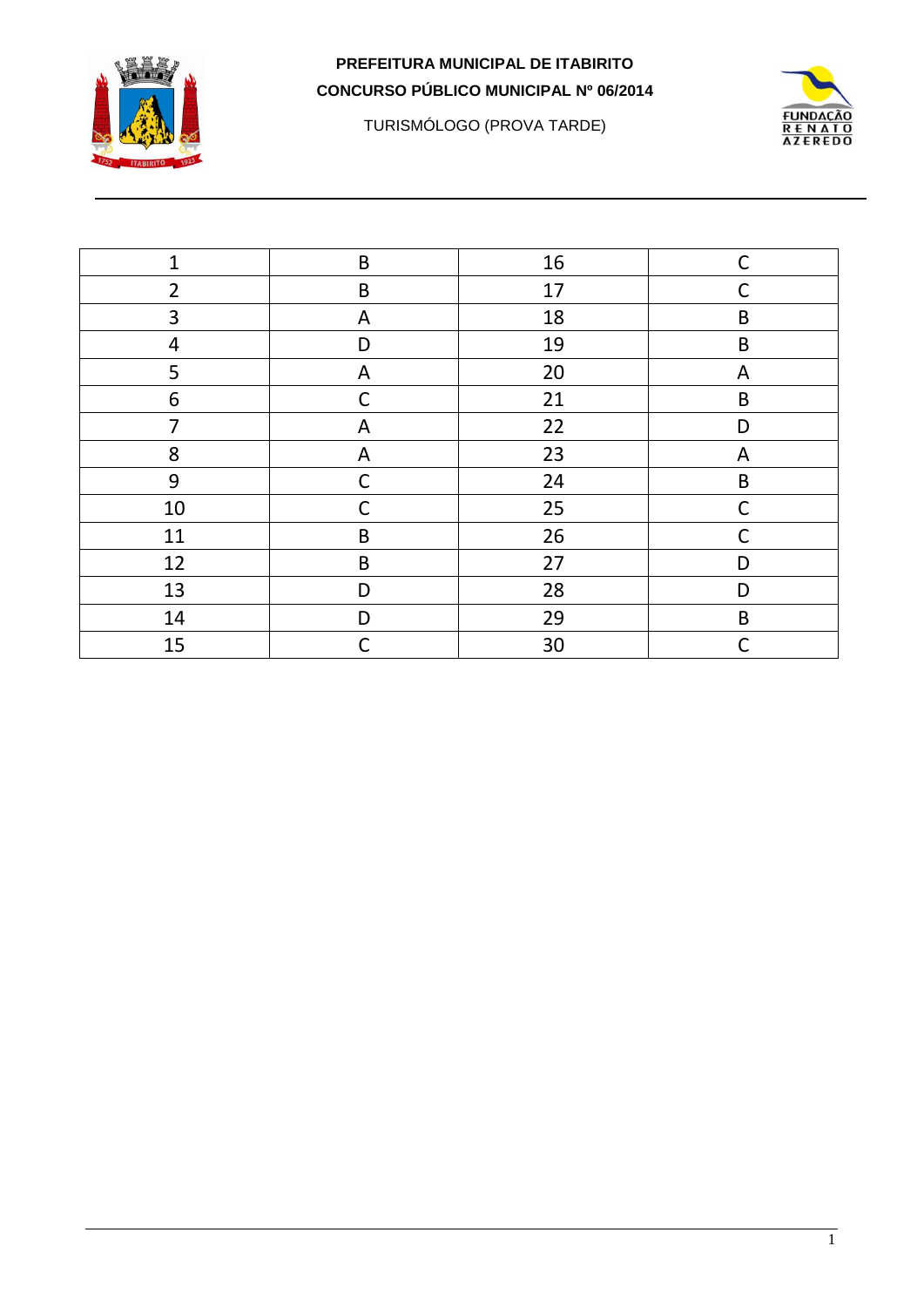**PREFEITURA MUNICIPAL DE ITABIRITO**

**CONCURSO PÚBLICO MUNICIPAL Nº 06/2014**

TURISMÓLOGO (PROVA TARDE)

| 1 | B | 16 | C |
|---|---|---|---|
| 2 | B | 17 | C |
| 3 | A | 18 | B |
| 4 | D | 19 | B |
| 5 | A | 20 | A |
| 6 | C | 21 | B |
| 7 | A | 22 | D |
| 8 | A | 23 | A |
| 9 | C | 24 | B |
| 10 | C | 25 | C |
| 11 | B | 26 | C |
| 12 | B | 27 | D |
| 13 | D | 28 | D |
| 14 | D | 29 | B |
| 15 | C | 30 | C |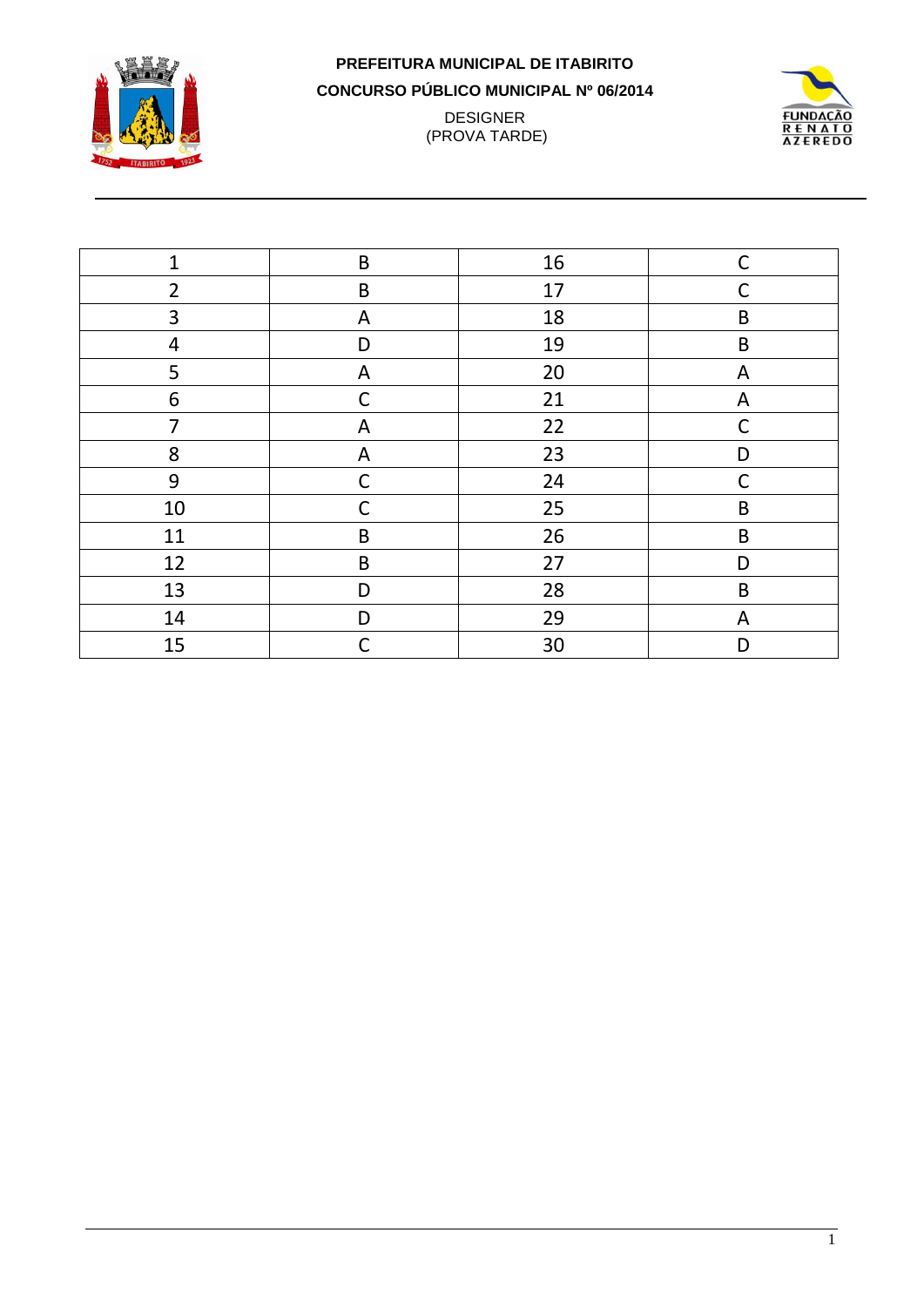**PREFEITURA MUNICIPAL DE ITABIRITO**

**CONCURSO PÚBLICO MUNICIPAL Nº 06/2014**

DESIGNER
(PROVA TARDE)

| | | | |
|---|---|---|---|
| 1 | B | 16 | C |
| 2 | B | 17 | C |
| 3 | A | 18 | B |
| 4 | D | 19 | B |
| 5 | A | 20 | A |
| 6 | C | 21 | A |
| 7 | A | 22 | C |
| 8 | A | 23 | D |
| 9 | C | 24 | C |
| 10 | C | 25 | B |
| 11 | B | 26 | B |
| 12 | B | 27 | D |
| 13 | D | 28 | B |
| 14 | D | 29 | A |
| 15 | C | 30 | D |